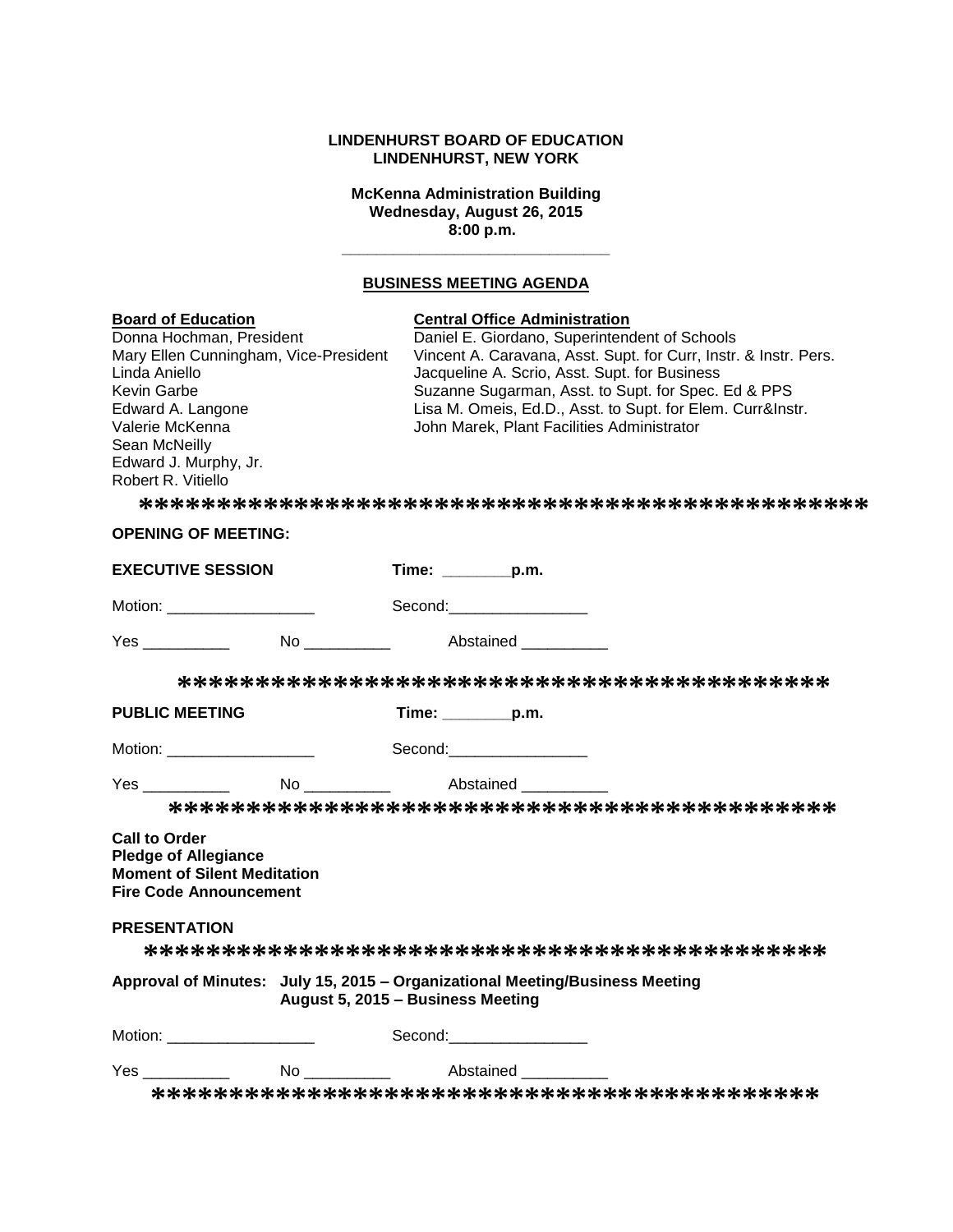**LINDENHURST BOARD OF EDUCATION**
**LINDENHURST, NEW YORK**

**McKenna Administration Building**
**Wednesday, August 26, 2015**
**8:00 p.m.**

---

## BUSINESS MEETING AGENDA

**Board of Education**
Donna Hochman, President
Mary Ellen Cunningham, Vice-President
Linda Aniello
Kevin Garbe
Edward A. Langone
Valerie McKenna
Sean McNeilly
Edward J. Murphy, Jr.
Robert R. Vitiello

**Central Office Administration**
Daniel E. Giordano, Superintendent of Schools
Vincent A. Caravana, Asst. Supt. for Curr, Instr. & Instr. Pers.
Jacqueline A. Scrio, Asst. Supt. for Business
Suzanne Sugarman, Asst. to Supt. for Spec. Ed & PPS
Lisa M. Omeis, Ed.D., Asst. to Supt. for Elem. Curr&Instr.
John Marek, Plant Facilities Administrator

*********************************************

**OPENING OF MEETING:**

**EXECUTIVE SESSION** **Time: ________p.m.**

Motion: _________________ Second:________________

Yes __________ No __________ Abstained __________

*****************************************

**PUBLIC MEETING** **Time: ________p.m.**

Motion: _________________ Second:________________

Yes __________ No __________ Abstained __________

*****************************************

**Call to Order**
**Pledge of Allegiance**
**Moment of Silent Meditation**
**Fire Code Announcement**

**PRESENTATION**

*******************************************

**Approval of Minutes: July 15, 2015 – Organizational Meeting/Business Meeting**
**August 5, 2015 – Business Meeting**

Motion: _________________ Second:________________

Yes __________ No __________ Abstained __________

*****************************************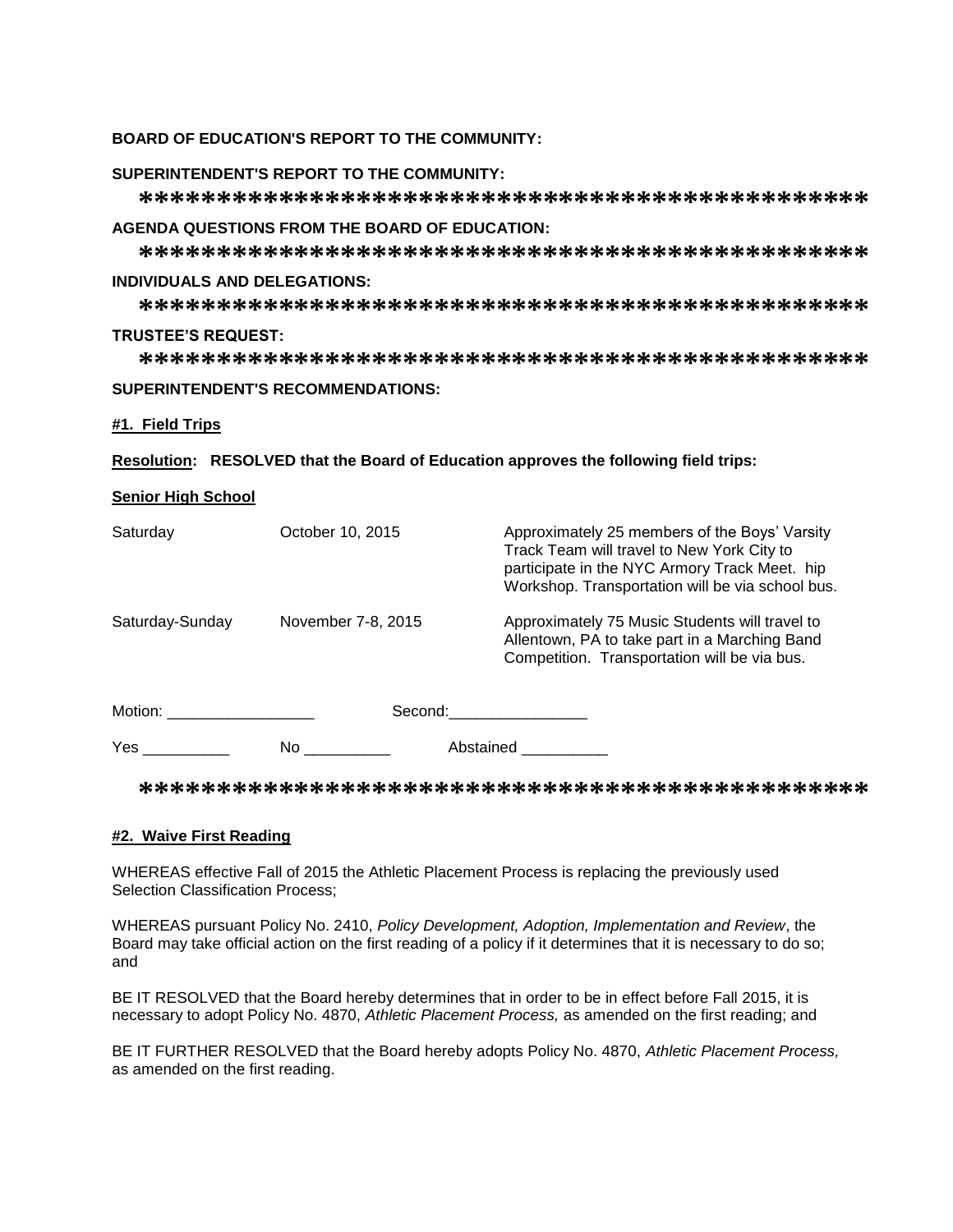**BOARD OF EDUCATION'S REPORT TO THE COMMUNITY:**

**SUPERINTENDENT'S REPORT TO THE COMMUNITY:**

\*\*\*\*\*\*\*\*\*\*\*\*\*\*\*\*\*\*\*\*\*\*\*\*\*\*\*\*\*\*\*\*\*\*\*\*\*\*\*\*\*\*\*\*\*\*

**AGENDA QUESTIONS FROM THE BOARD OF EDUCATION:**

\*\*\*\*\*\*\*\*\*\*\*\*\*\*\*\*\*\*\*\*\*\*\*\*\*\*\*\*\*\*\*\*\*\*\*\*\*\*\*\*\*\*\*\*\*\*

**INDIVIDUALS AND DELEGATIONS:**

\*\*\*\*\*\*\*\*\*\*\*\*\*\*\*\*\*\*\*\*\*\*\*\*\*\*\*\*\*\*\*\*\*\*\*\*\*\*\*\*\*\*\*\*\*\*

**TRUSTEE'S REQUEST:**

\*\*\*\*\*\*\*\*\*\*\*\*\*\*\*\*\*\*\*\*\*\*\*\*\*\*\*\*\*\*\*\*\*\*\*\*\*\*\*\*\*\*\*\*\*\*

**SUPERINTENDENT'S RECOMMENDATIONS:**

**#1. Field Trips**

**Resolution: RESOLVED that the Board of Education approves the following field trips:**

**Senior High School**

| | | |
|---|---|---|
| Saturday | October 10, 2015 | Approximately 25 members of the Boys' Varsity Track Team will travel to New York City to participate in the NYC Armory Track Meet. hip Workshop. Transportation will be via school bus. |
| Saturday-Sunday | November 7-8, 2015 | Approximately 75 Music Students will travel to Allentown, PA to take part in a Marching Band Competition. Transportation will be via bus. |

Motion: \_\_\_\_\_\_\_\_\_\_\_\_\_\_\_\_\_ Second:\_\_\_\_\_\_\_\_\_\_\_\_\_\_\_\_

Yes \_\_\_\_\_\_\_\_\_\_ No \_\_\_\_\_\_\_\_\_\_ Abstained \_\_\_\_\_\_\_\_\_\_

\*\*\*\*\*\*\*\*\*\*\*\*\*\*\*\*\*\*\*\*\*\*\*\*\*\*\*\*\*\*\*\*\*\*\*\*\*\*\*\*\*\*\*\*\*\*

**#2. Waive First Reading**

WHEREAS effective Fall of 2015 the Athletic Placement Process is replacing the previously used Selection Classification Process;

WHEREAS pursuant Policy No. 2410, *Policy Development, Adoption, Implementation and Review*, the Board may take official action on the first reading of a policy if it determines that it is necessary to do so; and

BE IT RESOLVED that the Board hereby determines that in order to be in effect before Fall 2015, it is necessary to adopt Policy No. 4870, *Athletic Placement Process,* as amended on the first reading; and

BE IT FURTHER RESOLVED that the Board hereby adopts Policy No. 4870, *Athletic Placement Process,* as amended on the first reading.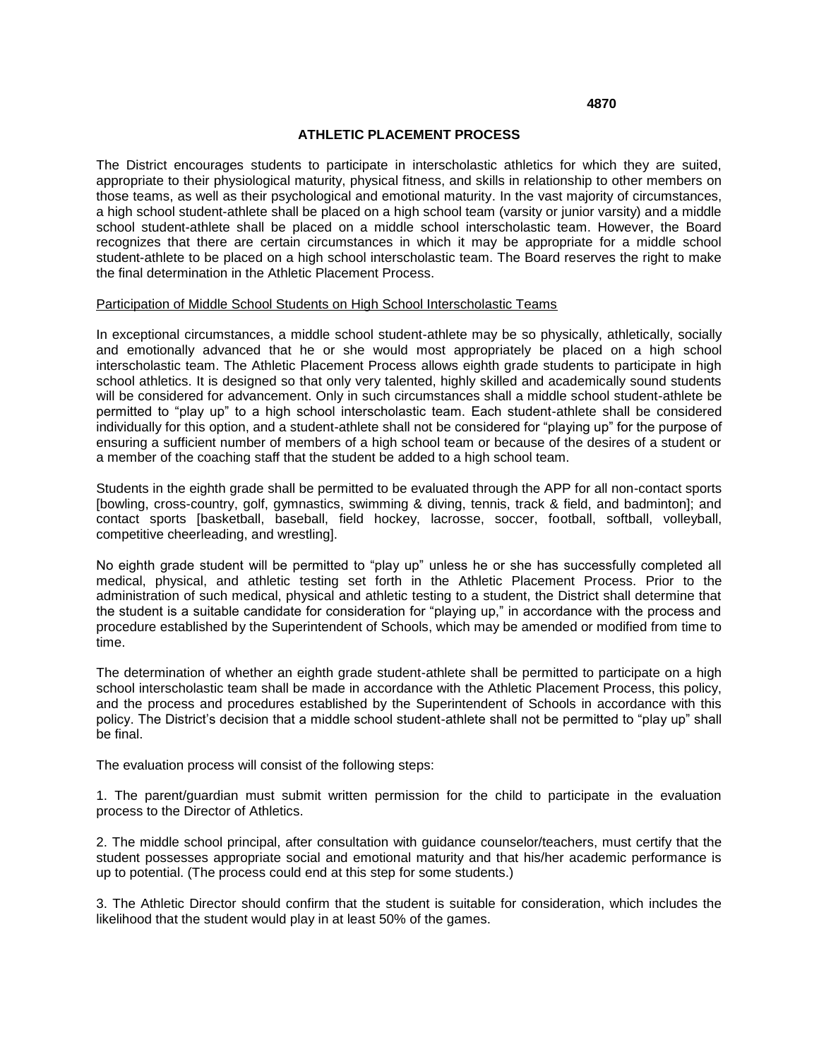**4870**

# ATHLETIC PLACEMENT PROCESS

The District encourages students to participate in interscholastic athletics for which they are suited, appropriate to their physiological maturity, physical fitness, and skills in relationship to other members on those teams, as well as their psychological and emotional maturity. In the vast majority of circumstances, a high school student-athlete shall be placed on a high school team (varsity or junior varsity) and a middle school student-athlete shall be placed on a middle school interscholastic team. However, the Board recognizes that there are certain circumstances in which it may be appropriate for a middle school student-athlete to be placed on a high school interscholastic team. The Board reserves the right to make the final determination in the Athletic Placement Process.

<u>Participation of Middle School Students on High School Interscholastic Teams</u>

In exceptional circumstances, a middle school student-athlete may be so physically, athletically, socially and emotionally advanced that he or she would most appropriately be placed on a high school interscholastic team. The Athletic Placement Process allows eighth grade students to participate in high school athletics. It is designed so that only very talented, highly skilled and academically sound students will be considered for advancement. Only in such circumstances shall a middle school student-athlete be permitted to "play up" to a high school interscholastic team. Each student-athlete shall be considered individually for this option, and a student-athlete shall not be considered for "playing up" for the purpose of ensuring a sufficient number of members of a high school team or because of the desires of a student or a member of the coaching staff that the student be added to a high school team.

Students in the eighth grade shall be permitted to be evaluated through the APP for all non-contact sports [bowling, cross-country, golf, gymnastics, swimming & diving, tennis, track & field, and badminton]; and contact sports [basketball, baseball, field hockey, lacrosse, soccer, football, softball, volleyball, competitive cheerleading, and wrestling].

No eighth grade student will be permitted to "play up" unless he or she has successfully completed all medical, physical, and athletic testing set forth in the Athletic Placement Process. Prior to the administration of such medical, physical and athletic testing to a student, the District shall determine that the student is a suitable candidate for consideration for "playing up," in accordance with the process and procedure established by the Superintendent of Schools, which may be amended or modified from time to time.

The determination of whether an eighth grade student-athlete shall be permitted to participate on a high school interscholastic team shall be made in accordance with the Athletic Placement Process, this policy, and the process and procedures established by the Superintendent of Schools in accordance with this policy. The District's decision that a middle school student-athlete shall not be permitted to "play up" shall be final.

The evaluation process will consist of the following steps:

1. The parent/guardian must submit written permission for the child to participate in the evaluation process to the Director of Athletics.

2. The middle school principal, after consultation with guidance counselor/teachers, must certify that the student possesses appropriate social and emotional maturity and that his/her academic performance is up to potential. (The process could end at this step for some students.)

3. The Athletic Director should confirm that the student is suitable for consideration, which includes the likelihood that the student would play in at least 50% of the games.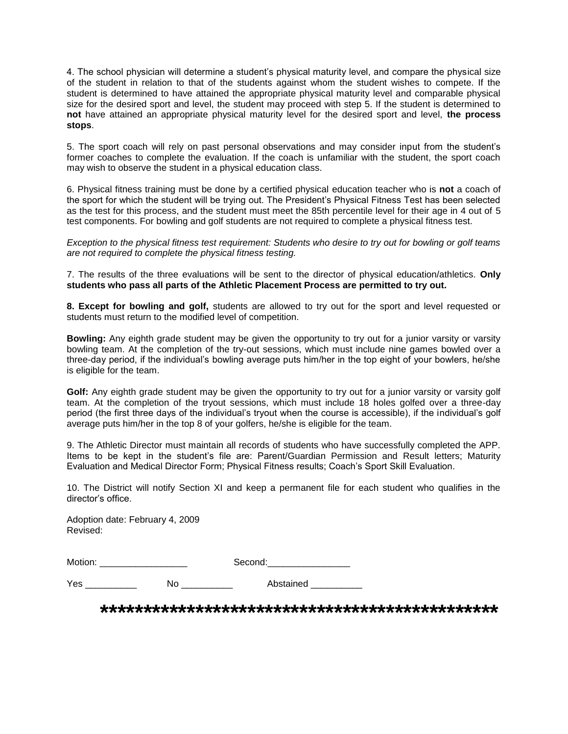4. The school physician will determine a student's physical maturity level, and compare the physical size of the student in relation to that of the students against whom the student wishes to compete. If the student is determined to have attained the appropriate physical maturity level and comparable physical size for the desired sport and level, the student may proceed with step 5. If the student is determined to **not** have attained an appropriate physical maturity level for the desired sport and level, **the process stops**.

5. The sport coach will rely on past personal observations and may consider input from the student's former coaches to complete the evaluation. If the coach is unfamiliar with the student, the sport coach may wish to observe the student in a physical education class.

6. Physical fitness training must be done by a certified physical education teacher who is **not** a coach of the sport for which the student will be trying out. The President's Physical Fitness Test has been selected as the test for this process, and the student must meet the 85th percentile level for their age in 4 out of 5 test components. For bowling and golf students are not required to complete a physical fitness test.

*Exception to the physical fitness test requirement: Students who desire to try out for bowling or golf teams are not required to complete the physical fitness testing.*

7. The results of the three evaluations will be sent to the director of physical education/athletics. **Only students who pass all parts of the Athletic Placement Process are permitted to try out.**

**8. Except for bowling and golf,** students are allowed to try out for the sport and level requested or students must return to the modified level of competition.

**Bowling:** Any eighth grade student may be given the opportunity to try out for a junior varsity or varsity bowling team. At the completion of the try-out sessions, which must include nine games bowled over a three-day period, if the individual's bowling average puts him/her in the top eight of your bowlers, he/she is eligible for the team.

**Golf:** Any eighth grade student may be given the opportunity to try out for a junior varsity or varsity golf team. At the completion of the tryout sessions, which must include 18 holes golfed over a three-day period (the first three days of the individual's tryout when the course is accessible), if the individual's golf average puts him/her in the top 8 of your golfers, he/she is eligible for the team.

9. The Athletic Director must maintain all records of students who have successfully completed the APP. Items to be kept in the student's file are: Parent/Guardian Permission and Result letters; Maturity Evaluation and Medical Director Form; Physical Fitness results; Coach's Sport Skill Evaluation.

10. The District will notify Section XI and keep a permanent file for each student who qualifies in the director's office.

Adoption date: February 4, 2009
Revised:

Motion: _________________ Second:________________

Yes __________ No __________ Abstained __________

**************************************************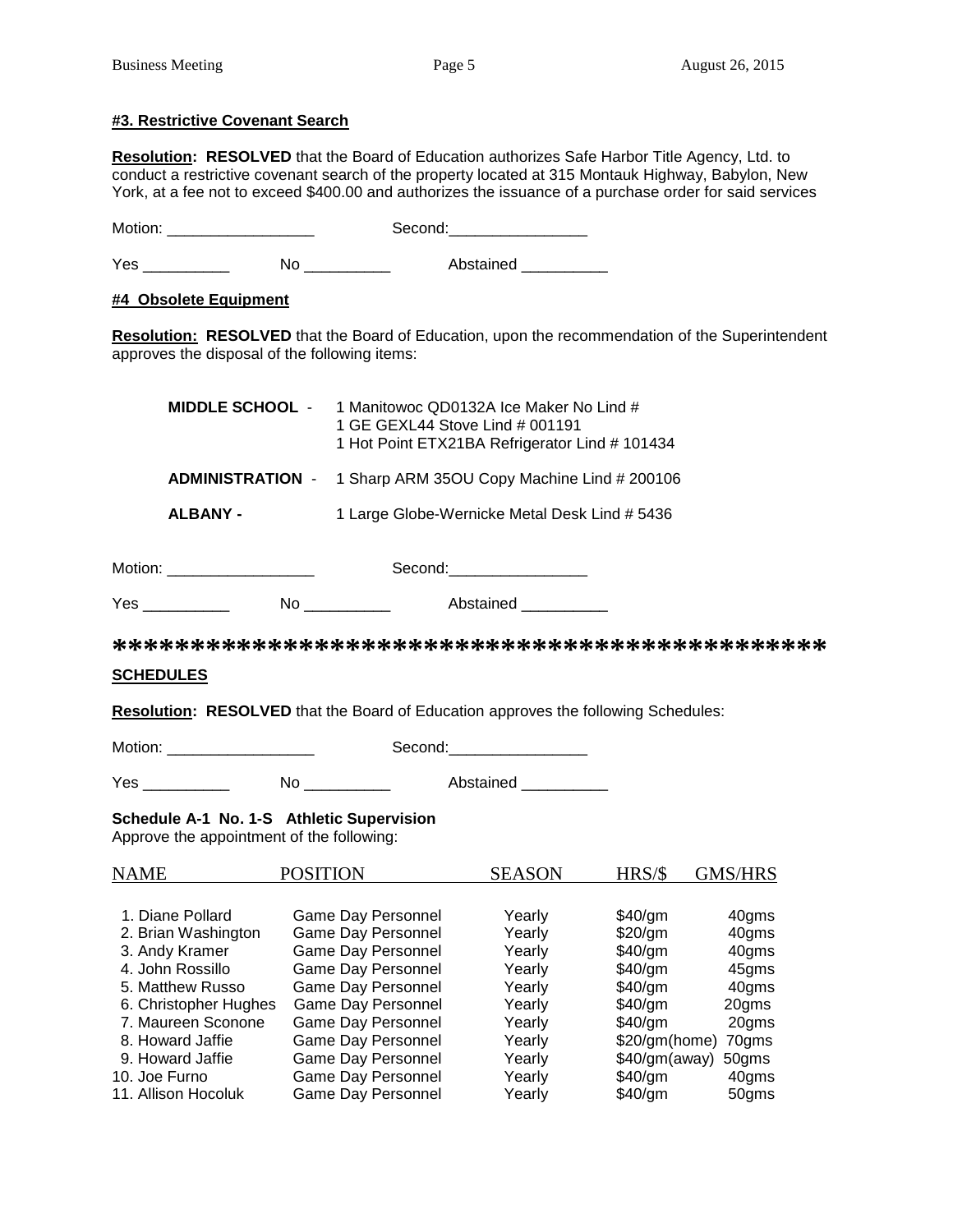**#3. Restrictive Covenant Search**

**Resolution: RESOLVED** that the Board of Education authorizes Safe Harbor Title Agency, Ltd. to conduct a restrictive covenant search of the property located at 315 Montauk Highway, Babylon, New York, at a fee not to exceed $400.00 and authorizes the issuance of a purchase order for said services

Motion: _________________ Second:________________

Yes __________ No __________ Abstained __________

**#4 Obsolete Equipment**

**Resolution: RESOLVED** that the Board of Education, upon the recommendation of the Superintendent approves the disposal of the following items:

**MIDDLE SCHOOL** - 1 Manitowoc QD0132A Ice Maker No Lind #
1 GE GEXL44 Stove Lind # 001191
1 Hot Point ETX21BA Refrigerator Lind # 101434

**ADMINISTRATION** - 1 Sharp ARM 35OU Copy Machine Lind # 200106

**ALBANY -** 1 Large Globe-Wernicke Metal Desk Lind # 5436

Motion: _________________ Second:________________

Yes __________ No __________ Abstained __________

**********************************************

**SCHEDULES**

**Resolution: RESOLVED** that the Board of Education approves the following Schedules:

Motion: _________________ Second:________________

Yes __________ No __________ Abstained __________

**Schedule A-1 No. 1-S Athletic Supervision**
Approve the appointment of the following:

| NAME | POSITION | SEASON | HRS/$ | GMS/HRS |
|---|---|---|---|---|
| 1. Diane Pollard | Game Day Personnel | Yearly | $40/gm | 40gms |
| 2. Brian Washington | Game Day Personnel | Yearly | $20/gm | 40gms |
| 3. Andy Kramer | Game Day Personnel | Yearly | $40/gm | 40gms |
| 4. John Rossillo | Game Day Personnel | Yearly | $40/gm | 45gms |
| 5. Matthew Russo | Game Day Personnel | Yearly | $40/gm | 40gms |
| 6. Christopher Hughes | Game Day Personnel | Yearly | $40/gm | 20gms |
| 7. Maureen Sconone | Game Day Personnel | Yearly | $40/gm | 20gms |
| 8. Howard Jaffie | Game Day Personnel | Yearly | $20/gm(home) | 70gms |
| 9. Howard Jaffie | Game Day Personnel | Yearly | $40/gm(away) | 50gms |
| 10. Joe Furno | Game Day Personnel | Yearly | $40/gm | 40gms |
| 11. Allison Hocoluk | Game Day Personnel | Yearly | $40/gm | 50gms |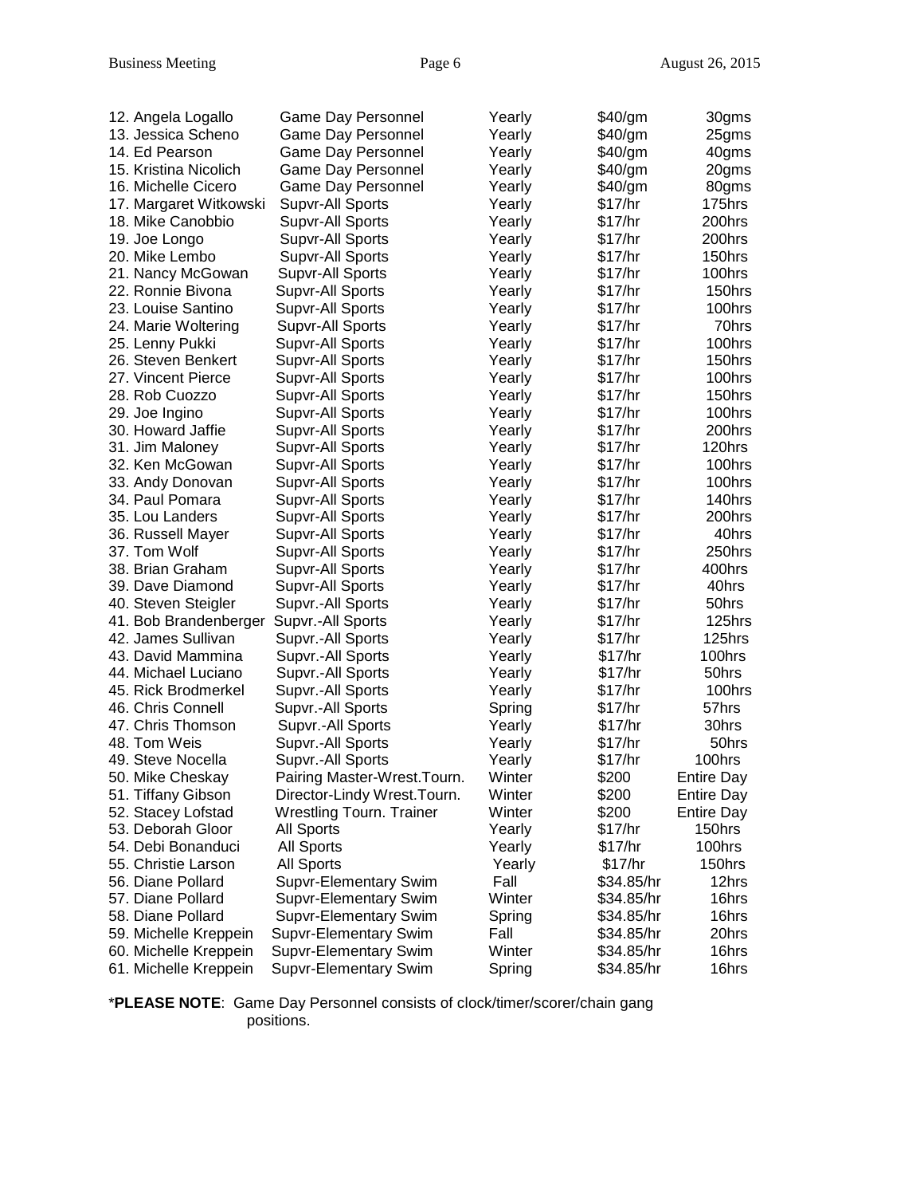| | | | | |
|---|---|---|---|---|
| 12. Angela Logallo | Game Day Personnel | Yearly | $40/gm | 30gms |
| 13. Jessica Scheno | Game Day Personnel | Yearly | $40/gm | 25gms |
| 14. Ed Pearson | Game Day Personnel | Yearly | $40/gm | 40gms |
| 15. Kristina Nicolich | Game Day Personnel | Yearly | $40/gm | 20gms |
| 16. Michelle Cicero | Game Day Personnel | Yearly | $40/gm | 80gms |
| 17. Margaret Witkowski | Supvr-All Sports | Yearly | $17/hr | 175hrs |
| 18. Mike Canobbio | Supvr-All Sports | Yearly | $17/hr | 200hrs |
| 19. Joe Longo | Supvr-All Sports | Yearly | $17/hr | 200hrs |
| 20. Mike Lembo | Supvr-All Sports | Yearly | $17/hr | 150hrs |
| 21. Nancy McGowan | Supvr-All Sports | Yearly | $17/hr | 100hrs |
| 22. Ronnie Bivona | Supvr-All Sports | Yearly | $17/hr | 150hrs |
| 23. Louise Santino | Supvr-All Sports | Yearly | $17/hr | 100hrs |
| 24. Marie Woltering | Supvr-All Sports | Yearly | $17/hr | 70hrs |
| 25. Lenny Pukki | Supvr-All Sports | Yearly | $17/hr | 100hrs |
| 26. Steven Benkert | Supvr-All Sports | Yearly | $17/hr | 150hrs |
| 27. Vincent Pierce | Supvr-All Sports | Yearly | $17/hr | 100hrs |
| 28. Rob Cuozzo | Supvr-All Sports | Yearly | $17/hr | 150hrs |
| 29. Joe Ingino | Supvr-All Sports | Yearly | $17/hr | 100hrs |
| 30. Howard Jaffie | Supvr-All Sports | Yearly | $17/hr | 200hrs |
| 31. Jim Maloney | Supvr-All Sports | Yearly | $17/hr | 120hrs |
| 32. Ken McGowan | Supvr-All Sports | Yearly | $17/hr | 100hrs |
| 33. Andy Donovan | Supvr-All Sports | Yearly | $17/hr | 100hrs |
| 34. Paul Pomara | Supvr-All Sports | Yearly | $17/hr | 140hrs |
| 35. Lou Landers | Supvr-All Sports | Yearly | $17/hr | 200hrs |
| 36. Russell Mayer | Supvr-All Sports | Yearly | $17/hr | 40hrs |
| 37. Tom Wolf | Supvr-All Sports | Yearly | $17/hr | 250hrs |
| 38. Brian Graham | Supvr-All Sports | Yearly | $17/hr | 400hrs |
| 39. Dave Diamond | Supvr-All Sports | Yearly | $17/hr | 40hrs |
| 40. Steven Steigler | Supvr.-All Sports | Yearly | $17/hr | 50hrs |
| 41. Bob Brandenberger | Supvr.-All Sports | Yearly | $17/hr | 125hrs |
| 42. James Sullivan | Supvr.-All Sports | Yearly | $17/hr | 125hrs |
| 43. David Mammina | Supvr.-All Sports | Yearly | $17/hr | 100hrs |
| 44. Michael Luciano | Supvr.-All Sports | Yearly | $17/hr | 50hrs |
| 45. Rick Brodmerkel | Supvr.-All Sports | Yearly | $17/hr | 100hrs |
| 46. Chris Connell | Supvr.-All Sports | Spring | $17/hr | 57hrs |
| 47. Chris Thomson | Supvr.-All Sports | Yearly | $17/hr | 30hrs |
| 48. Tom Weis | Supvr.-All Sports | Yearly | $17/hr | 50hrs |
| 49. Steve Nocella | Supvr.-All Sports | Yearly | $17/hr | 100hrs |
| 50. Mike Cheskay | Pairing Master-Wrest.Tourn. | Winter | $200 | Entire Day |
| 51. Tiffany Gibson | Director-Lindy Wrest.Tourn. | Winter | $200 | Entire Day |
| 52. Stacey Lofstad | Wrestling Tourn. Trainer | Winter | $200 | Entire Day |
| 53. Deborah Gloor | All Sports | Yearly | $17/hr | 150hrs |
| 54. Debi Bonanduci | All Sports | Yearly | $17/hr | 100hrs |
| 55. Christie Larson | All Sports | Yearly | $17/hr | 150hrs |
| 56. Diane Pollard | Supvr-Elementary Swim | Fall | $34.85/hr | 12hrs |
| 57. Diane Pollard | Supvr-Elementary Swim | Winter | $34.85/hr | 16hrs |
| 58. Diane Pollard | Supvr-Elementary Swim | Spring | $34.85/hr | 16hrs |
| 59. Michelle Kreppein | Supvr-Elementary Swim | Fall | $34.85/hr | 20hrs |
| 60. Michelle Kreppein | Supvr-Elementary Swim | Winter | $34.85/hr | 16hrs |
| 61. Michelle Kreppein | Supvr-Elementary Swim | Spring | $34.85/hr | 16hrs |

*__PLEASE NOTE__: Game Day Personnel consists of clock/timer/scorer/chain gang positions.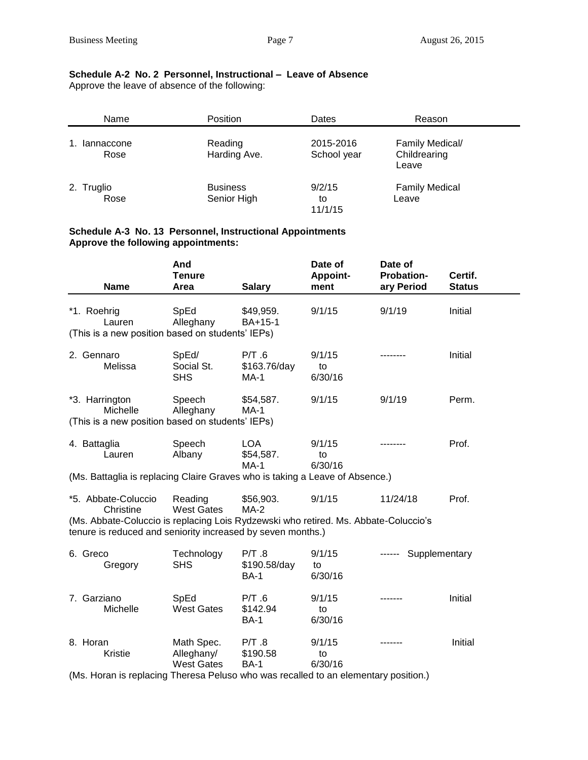**Schedule A-2 No. 2 Personnel, Instructional – Leave of Absence**
Approve the leave of absence of the following:

| Name | Position | Dates | Reason |
|---|---|---|---|
| 1. Iannaccone Rose | Reading Harding Ave. | 2015-2016 School year | Family Medical/ Childrearing Leave |
| 2. Truglio Rose | Business Senior High | 9/2/15 to 11/1/15 | Family Medical Leave |

**Schedule A-3 No. 13 Personnel, Instructional Appointments**
**Approve the following appointments:**

| Name | And Tenure Area | Salary | Date of Appoint-ment | Date of Probation-ary Period | Certif. Status |
|---|---|---|---|---|---|
| *1. Roehrig Lauren | SpEd Alleghany | $49,959. BA+15-1 | 9/1/15 | 9/1/19 | Initial |
| (This is a new position based on students' IEPs) | | | | | |
| 2. Gennaro Melissa | SpEd/ Social St. SHS | P/T .6 $163.76/day MA-1 | 9/1/15 to 6/30/16 | -------- | Initial |
| *3. Harrington Michelle | Speech Alleghany | $54,587. MA-1 | 9/1/15 | 9/1/19 | Perm. |
| (This is a new position based on students' IEPs) | | | | | |
| 4. Battaglia Lauren | Speech Albany | LOA $54,587. MA-1 | 9/1/15 to 6/30/16 | -------- | Prof. |
| (Ms. Battaglia is replacing Claire Graves who is taking a Leave of Absence.) | | | | | |
| *5. Abbate-Coluccio Christine | Reading West Gates | $56,903. MA-2 | 9/1/15 | 11/24/18 | Prof. |
| (Ms. Abbate-Coluccio is replacing Lois Rydzewski who retired. Ms. Abbate-Coluccio's tenure is reduced and seniority increased by seven months.) | | | | | |
| 6. Greco Gregory | Technology SHS | P/T .8 $190.58/day BA-1 | 9/1/15 to 6/30/16 | ------ | Supplementary |
| 7. Garziano Michelle | SpEd West Gates | P/T .6 $142.94 BA-1 | 9/1/15 to 6/30/16 | ------- | Initial |
| 8. Horan Kristie | Math Spec. Alleghany/ West Gates | P/T .8 $190.58 BA-1 | 9/1/15 to 6/30/16 | ------- | Initial |
| (Ms. Horan is replacing Theresa Peluso who was recalled to an elementary position.) | | | | | |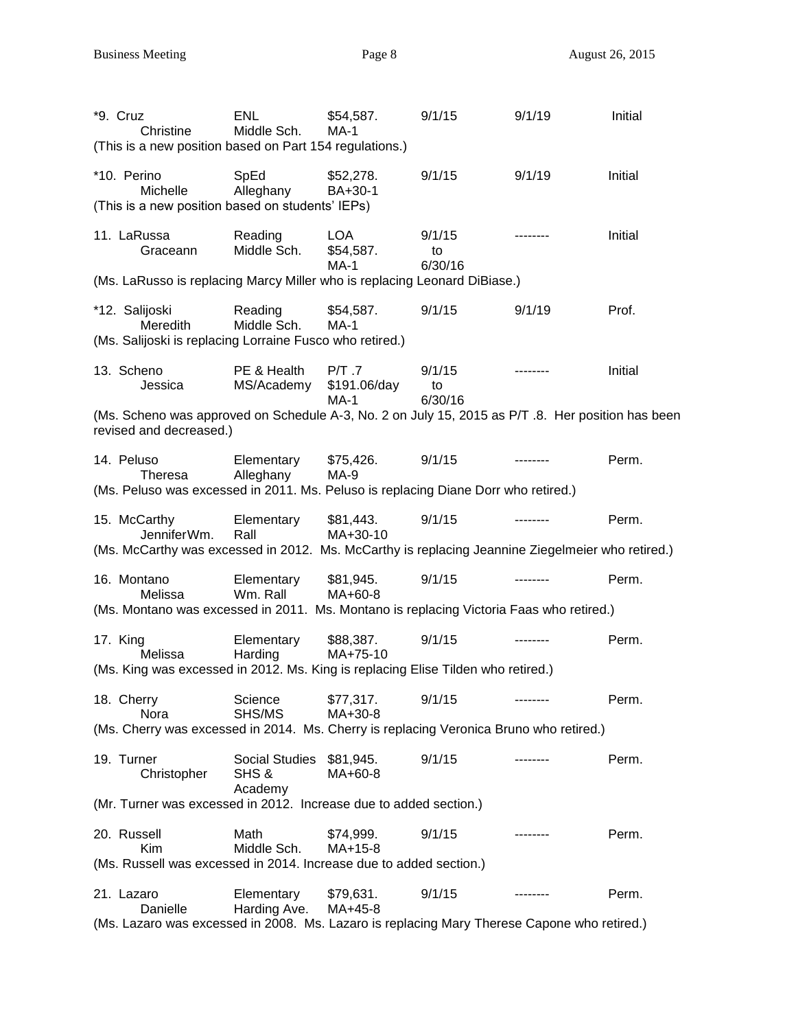| | | | | | |
|---|---|---|---|---|---|
| *9. Cruz Christine | ENL Middle Sch. | $54,587. MA-1 | 9/1/15 | 9/1/19 | Initial |

(This is a new position based on Part 154 regulations.)

| | | | | | |
|---|---|---|---|---|---|
| *10. Perino Michelle | SpEd Alleghany | $52,278. BA+30-1 | 9/1/15 | 9/1/19 | Initial |

(This is a new position based on students' IEPs)

| | | | | | |
|---|---|---|---|---|---|
| 11. LaRussa Graceann | Reading Middle Sch. | LOA $54,587. MA-1 | 9/1/15 to 6/30/16 | -------- | Initial |

(Ms. LaRusso is replacing Marcy Miller who is replacing Leonard DiBiase.)

| | | | | | |
|---|---|---|---|---|---|
| *12. Salijoski Meredith | Reading Middle Sch. | $54,587. MA-1 | 9/1/15 | 9/1/19 | Prof. |

(Ms. Salijoski is replacing Lorraine Fusco who retired.)

| | | | | | |
|---|---|---|---|---|---|
| 13. Scheno Jessica | PE & Health MS/Academy | P/T .7 $191.06/day MA-1 | 9/1/15 to 6/30/16 | -------- | Initial |

(Ms. Scheno was approved on Schedule A-3, No. 2 on July 15, 2015 as P/T .8. Her position has been revised and decreased.)

| | | | | | |
|---|---|---|---|---|---|
| 14. Peluso Theresa | Elementary Alleghany | $75,426. MA-9 | 9/1/15 | -------- | Perm. |

(Ms. Peluso was excessed in 2011. Ms. Peluso is replacing Diane Dorr who retired.)

| | | | | | |
|---|---|---|---|---|---|
| 15. McCarthy Jennifer | Elementary Wm. Rall | $81,443. MA+30-10 | 9/1/15 | -------- | Perm. |

(Ms. McCarthy was excessed in 2012. Ms. McCarthy is replacing Jeannine Ziegelmeier who retired.)

| | | | | | |
|---|---|---|---|---|---|
| 16. Montano Melissa | Elementary Wm. Rall | $81,945. MA+60-8 | 9/1/15 | -------- | Perm. |

(Ms. Montano was excessed in 2011. Ms. Montano is replacing Victoria Faas who retired.)

| | | | | | |
|---|---|---|---|---|---|
| 17. King Melissa | Elementary Harding | $88,387. MA+75-10 | 9/1/15 | -------- | Perm. |

(Ms. King was excessed in 2012. Ms. King is replacing Elise Tilden who retired.)

| | | | | | |
|---|---|---|---|---|---|
| 18. Cherry Nora | Science SHS/MS | $77,317. MA+30-8 | 9/1/15 | -------- | Perm. |

(Ms. Cherry was excessed in 2014. Ms. Cherry is replacing Veronica Bruno who retired.)

| | | | | | |
|---|---|---|---|---|---|
| 19. Turner Christopher | Social Studies SHS & Academy | $81,945. MA+60-8 | 9/1/15 | -------- | Perm. |

(Mr. Turner was excessed in 2012. Increase due to added section.)

| | | | | | |
|---|---|---|---|---|---|
| 20. Russell Kim | Math Middle Sch. | $74,999. MA+15-8 | 9/1/15 | -------- | Perm. |

(Ms. Russell was excessed in 2014. Increase due to added section.)

| | | | | | |
|---|---|---|---|---|---|
| 21. Lazaro Danielle | Elementary Harding Ave. | $79,631. MA+45-8 | 9/1/15 | -------- | Perm. |

(Ms. Lazaro was excessed in 2008. Ms. Lazaro is replacing Mary Therese Capone who retired.)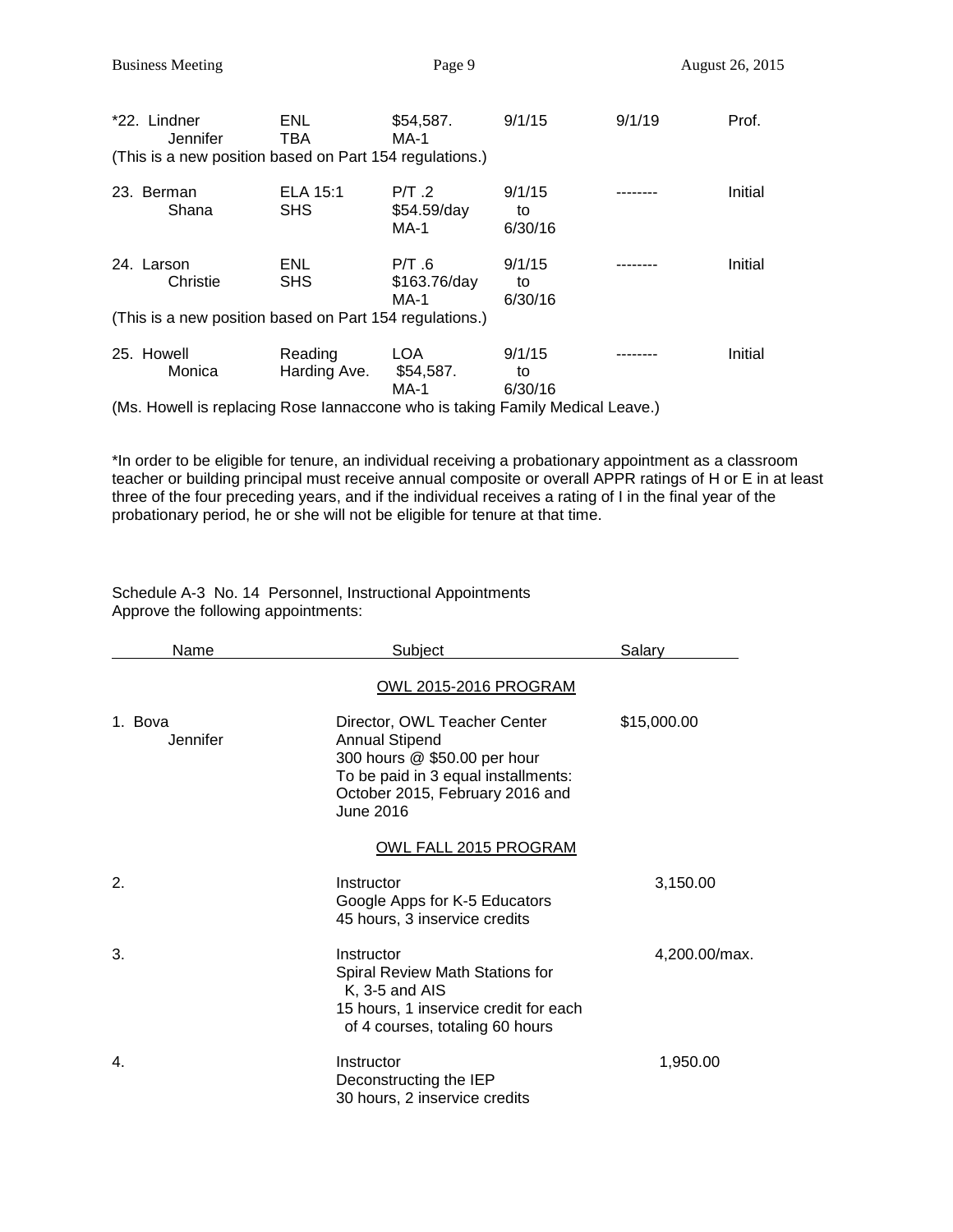| | | | | | |
|---|---|---|---|---|---|
| *22. Lindner Jennifer | ENL TBA | $54,587. MA-1 | 9/1/15 | 9/1/19 | Prof. |

(This is a new position based on Part 154 regulations.)

| | | | | | |
|---|---|---|---|---|---|
| 23. Berman Shana | ELA 15:1 SHS | P/T .2 $54.59/day MA-1 | 9/1/15 to 6/30/16 | -------- | Initial |
| 24. Larson Christie | ENL SHS | P/T .6 $163.76/day MA-1 | 9/1/15 to 6/30/16 | -------- | Initial |

(This is a new position based on Part 154 regulations.)

| | | | | | |
|---|---|---|---|---|---|
| 25. Howell Monica | Reading Harding Ave. | LOA $54,587. MA-1 | 9/1/15 to 6/30/16 | -------- | Initial |

(Ms. Howell is replacing Rose Iannaccone who is taking Family Medical Leave.)

*In order to be eligible for tenure, an individual receiving a probationary appointment as a classroom teacher or building principal must receive annual composite or overall APPR ratings of H or E in at least three of the four preceding years, and if the individual receives a rating of I in the final year of the probationary period, he or she will not be eligible for tenure at that time.

Schedule A-3 No. 14 Personnel, Instructional Appointments
Approve the following appointments:

| Name | Subject | Salary |
|---|---|---|
| | OWL 2015-2016 PROGRAM | |
| 1. Bova Jennifer | Director, OWL Teacher Center Annual Stipend 300 hours @ $50.00 per hour To be paid in 3 equal installments: October 2015, February 2016 and June 2016 | $15,000.00 |
| | OWL FALL 2015 PROGRAM | |
| 2. | Instructor Google Apps for K-5 Educators 45 hours, 3 inservice credits | 3,150.00 |
| 3. | Instructor Spiral Review Math Stations for K, 3-5 and AIS 15 hours, 1 inservice credit for each of 4 courses, totaling 60 hours | 4,200.00/max. |
| 4. | Instructor Deconstructing the IEP 30 hours, 2 inservice credits | 1,950.00 |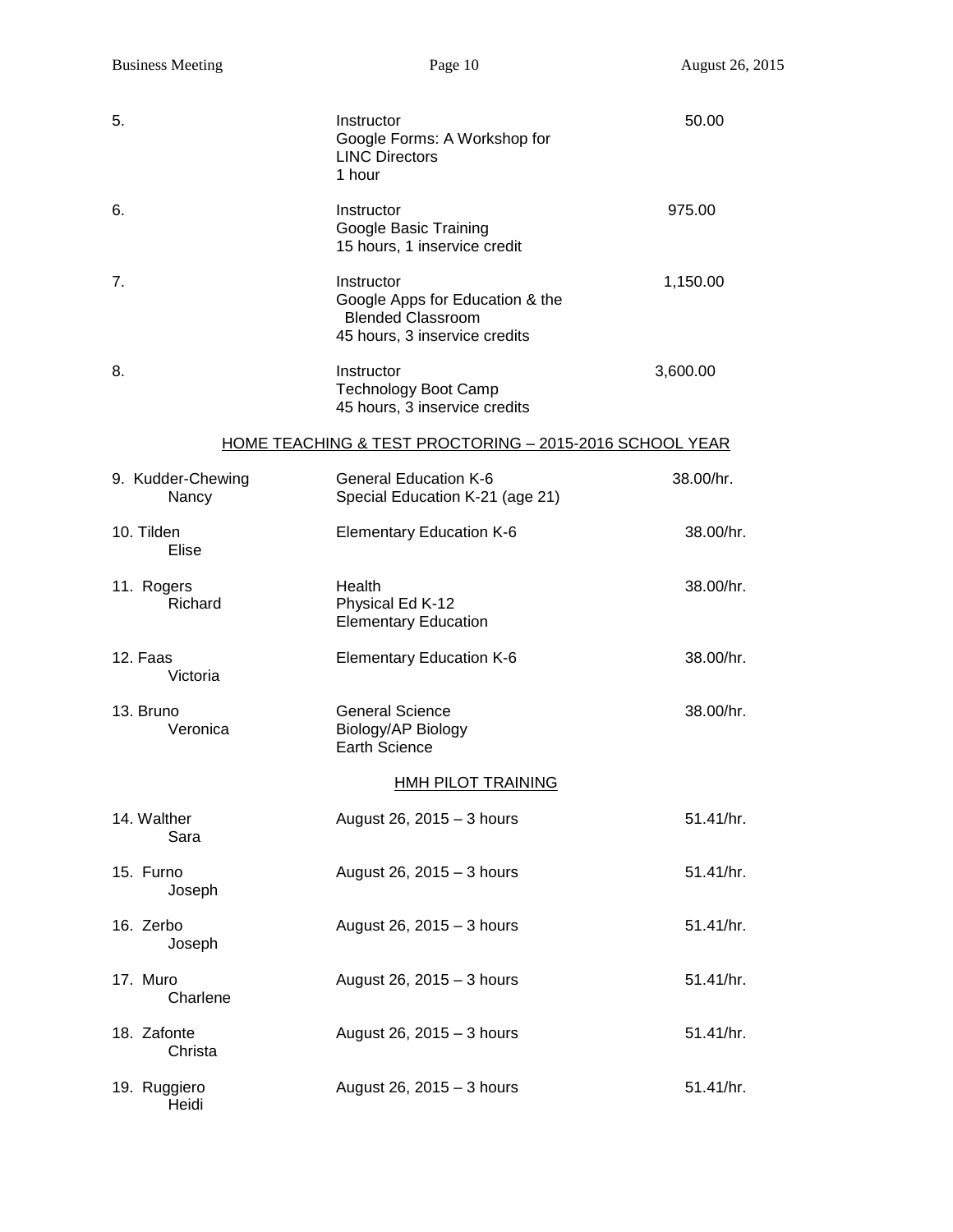| | | |
|---|---|---|
| 5. | Instructor<br>Google Forms: A Workshop for LINC Directors<br>1 hour | 50.00 |
| 6. | Instructor<br>Google Basic Training<br>15 hours, 1 inservice credit | 975.00 |
| 7. | Instructor<br>Google Apps for Education & the Blended Classroom<br>45 hours, 3 inservice credits | 1,150.00 |
| 8. | Instructor<br>Technology Boot Camp<br>45 hours, 3 inservice credits | 3,600.00 |

<u>HOME TEACHING & TEST PROCTORING – 2015-2016 SCHOOL YEAR</u>

| | | |
|---|---|---|
| 9. Kudder-Chewing<br>Nancy | General Education K-6<br>Special Education K-21 (age 21) | 38.00/hr. |
| 10. Tilden<br>Elise | Elementary Education K-6 | 38.00/hr. |
| 11. Rogers<br>Richard | Health<br>Physical Ed K-12<br>Elementary Education | 38.00/hr. |
| 12. Faas<br>Victoria | Elementary Education K-6 | 38.00/hr. |
| 13. Bruno<br>Veronica | General Science<br>Biology/AP Biology<br>Earth Science | 38.00/hr. |

<u>HMH PILOT TRAINING</u>

| | | |
|---|---|---|
| 14. Walther<br>Sara | August 26, 2015 – 3 hours | 51.41/hr. |
| 15. Furno<br>Joseph | August 26, 2015 – 3 hours | 51.41/hr. |
| 16. Zerbo<br>Joseph | August 26, 2015 – 3 hours | 51.41/hr. |
| 17. Muro<br>Charlene | August 26, 2015 – 3 hours | 51.41/hr. |
| 18. Zafonte<br>Christa | August 26, 2015 – 3 hours | 51.41/hr. |
| 19. Ruggiero<br>Heidi | August 26, 2015 – 3 hours | 51.41/hr. |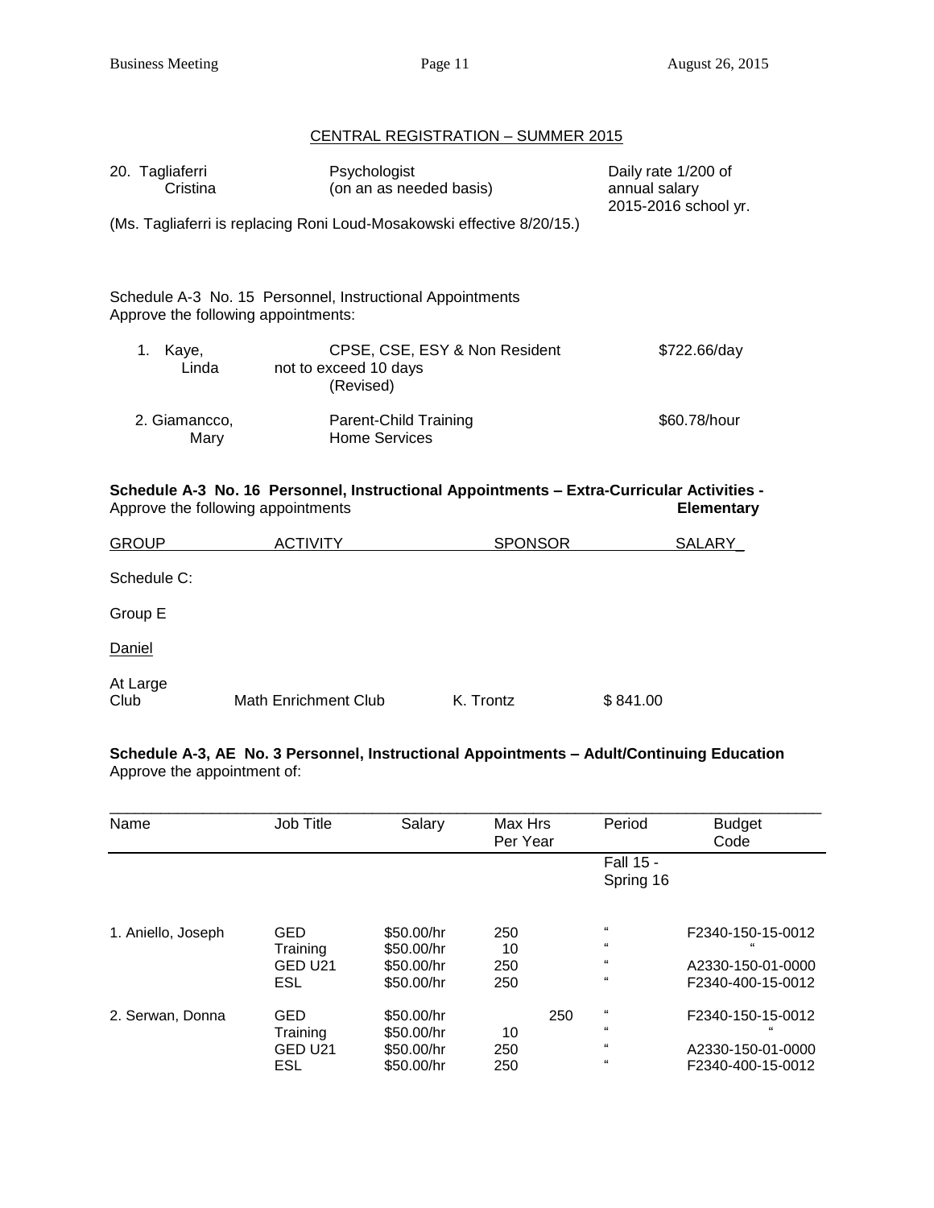CENTRAL REGISTRATION – SUMMER 2015

| | | |
|---|---|---|
| 20. Tagliaferri Cristina | Psychologist (on an as needed basis) | Daily rate 1/200 of annual salary 2015-2016 school yr. |

(Ms. Tagliaferri is replacing Roni Loud-Mosakowski effective 8/20/15.)

Schedule A-3 No. 15 Personnel, Instructional Appointments
Approve the following appointments:

| | | |
|---|---|---|
| 1. Kaye, Linda | CPSE, CSE, ESY & Non Resident not to exceed 10 days (Revised) | $722.66/day |
| 2. Giamancco, Mary | Parent-Child Training Home Services | $60.78/hour |

**Schedule A-3 No. 16 Personnel, Instructional Appointments – Extra-Curricular Activities - Elementary**
Approve the following appointments

| GROUP | ACTIVITY | SPONSOR | SALARY |
|---|---|---|---|
| Schedule C: | | | |
| Group E | | | |
| Daniel | | | |
| At Large Club | Math Enrichment Club | K. Trontz | $ 841.00 |

**Schedule A-3, AE No. 3 Personnel, Instructional Appointments – Adult/Continuing Education**
Approve the appointment of:

| Name | Job Title | Salary | Max Hrs Per Year | Period | Budget Code |
|---|---|---|---|---|---|
| | | | | Fall 15 - Spring 16 | |
| 1. Aniello, Joseph | GED | $50.00/hr | 250 | " | F2340-150-15-0012 |
| | Training | $50.00/hr | 10 | " | " |
| | GED U21 | $50.00/hr | 250 | " | A2330-150-01-0000 |
| | ESL | $50.00/hr | 250 | " | F2340-400-15-0012 |
| 2. Serwan, Donna | GED | $50.00/hr | 250 | " | F2340-150-15-0012 |
| | Training | $50.00/hr | 10 | " | " |
| | GED U21 | $50.00/hr | 250 | " | A2330-150-01-0000 |
| | ESL | $50.00/hr | 250 | " | F2340-400-15-0012 |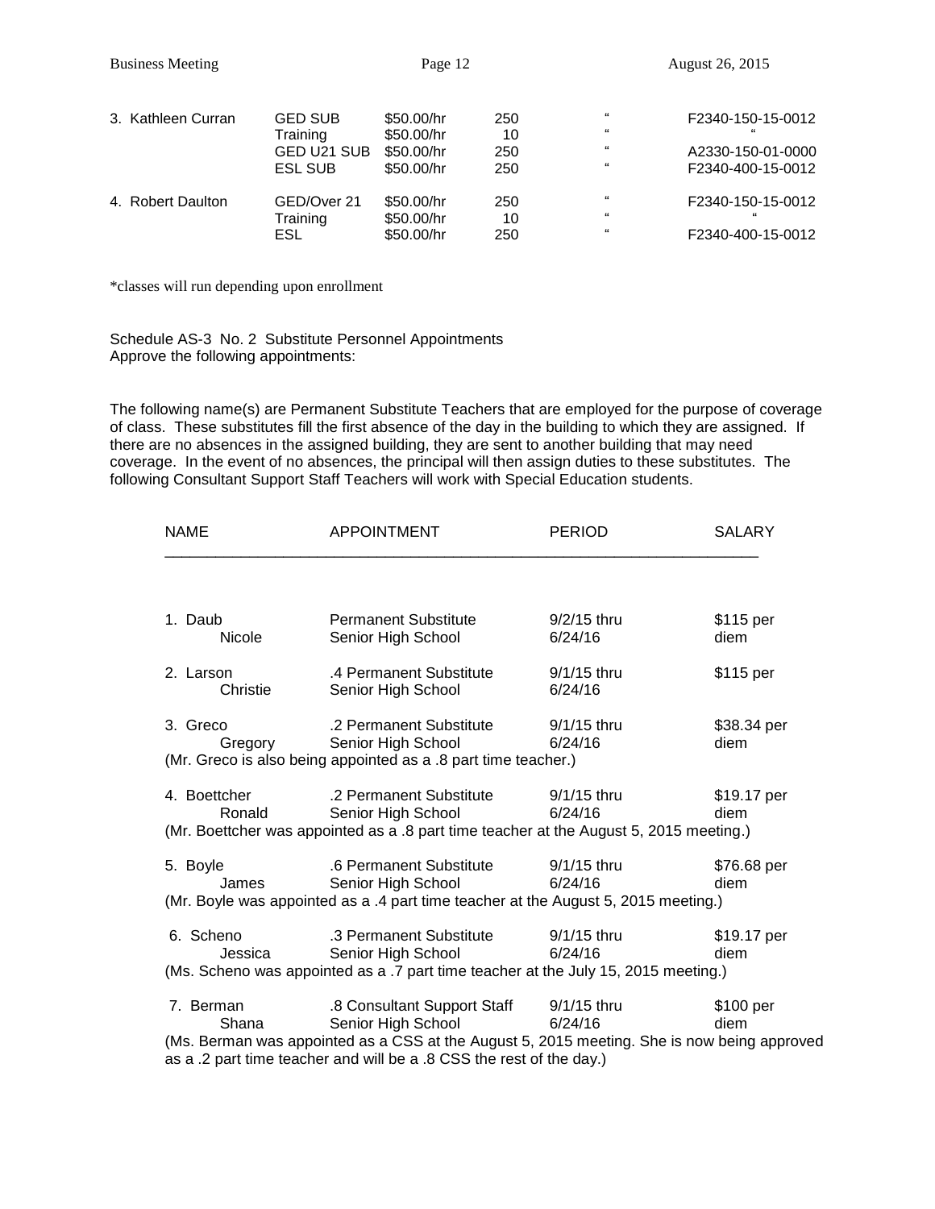| | | | | | |
|---|---|---|---|---|---|
| 3. Kathleen Curran | GED SUB | $50.00/hr | 250 | " | F2340-150-15-0012 |
| | Training | $50.00/hr | 10 | " | " |
| | GED U21 SUB | $50.00/hr | 250 | " | A2330-150-01-0000 |
| | ESL SUB | $50.00/hr | 250 | " | F2340-400-15-0012 |
| 4. Robert Daulton | GED/Over 21 | $50.00/hr | 250 | " | F2340-150-15-0012 |
| | Training | $50.00/hr | 10 | " | " |
| | ESL | $50.00/hr | 250 | " | F2340-400-15-0012 |

*classes will run depending upon enrollment

Schedule AS-3 No. 2 Substitute Personnel Appointments
Approve the following appointments:

The following name(s) are Permanent Substitute Teachers that are employed for the purpose of coverage of class. These substitutes fill the first absence of the day in the building to which they are assigned. If there are no absences in the assigned building, they are sent to another building that may need coverage. In the event of no absences, the principal will then assign duties to these substitutes. The following Consultant Support Staff Teachers will work with Special Education students.

| NAME | APPOINTMENT | PERIOD | SALARY |
|---|---|---|---|
| 1. Daub Nicole | Permanent Substitute Senior High School | 9/2/15 thru 6/24/16 | $115 per diem |
| 2. Larson Christie | .4 Permanent Substitute Senior High School | 9/1/15 thru 6/24/16 | $115 per |
| 3. Greco Gregory | .2 Permanent Substitute Senior High School | 9/1/15 thru 6/24/16 | $38.34 per diem |
| (Mr. Greco is also being appointed as a .8 part time teacher.) | | | |
| 4. Boettcher Ronald | .2 Permanent Substitute Senior High School | 9/1/15 thru 6/24/16 | $19.17 per diem |
| (Mr. Boettcher was appointed as a .8 part time teacher at the August 5, 2015 meeting.) | | | |
| 5. Boyle James | .6 Permanent Substitute Senior High School | 9/1/15 thru 6/24/16 | $76.68 per diem |
| (Mr. Boyle was appointed as a .4 part time teacher at the August 5, 2015 meeting.) | | | |
| 6. Scheno Jessica | .3 Permanent Substitute Senior High School | 9/1/15 thru 6/24/16 | $19.17 per diem |
| (Ms. Scheno was appointed as a .7 part time teacher at the July 15, 2015 meeting.) | | | |
| 7. Berman Shana | .8 Consultant Support Staff Senior High School | 9/1/15 thru 6/24/16 | $100 per diem |
| (Ms. Berman was appointed as a CSS at the August 5, 2015 meeting. She is now being approved as a .2 part time teacher and will be a .8 CSS the rest of the day.) | | | |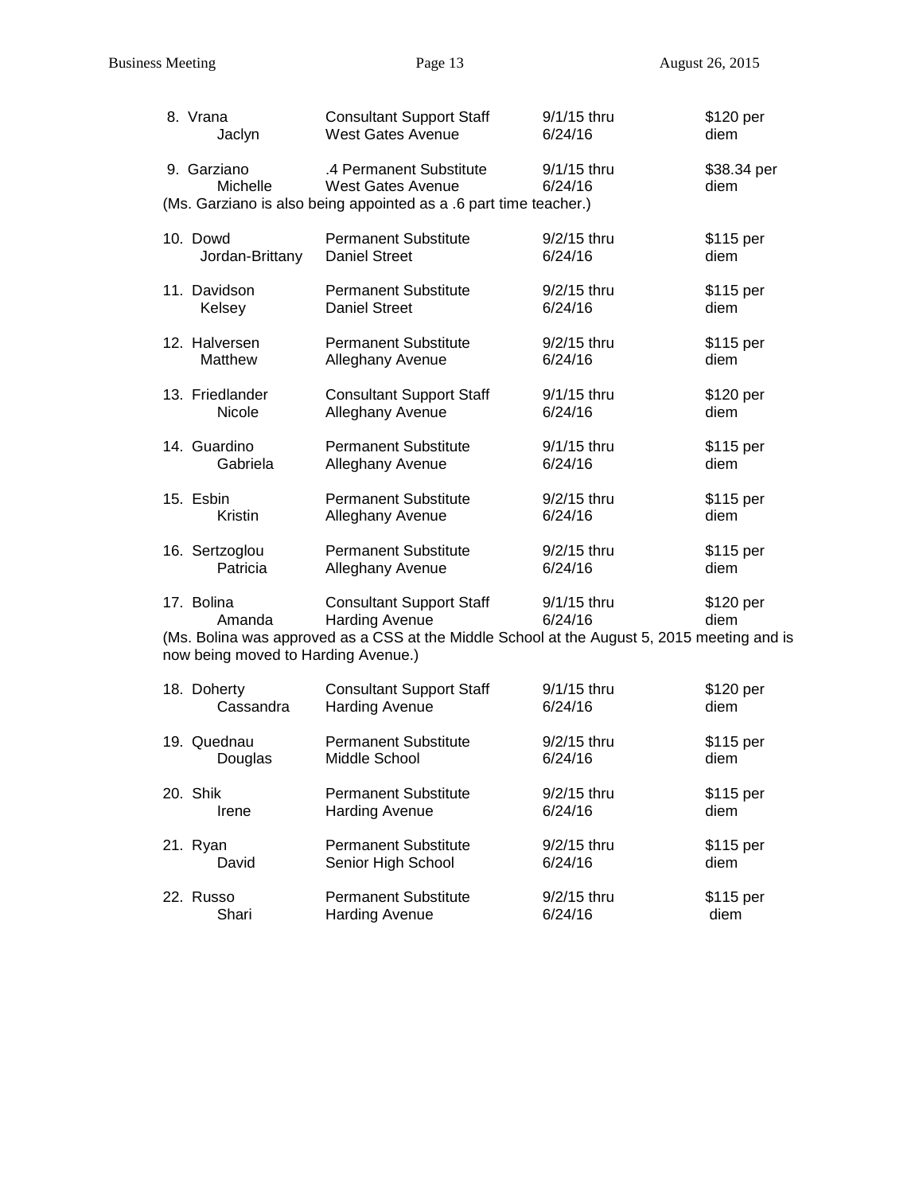| | | | |
|---|---|---|---|
| 8. Vrana<br>Jaclyn | Consultant Support Staff<br>West Gates Avenue | 9/1/15 thru<br>6/24/16 | $120 per<br>diem |
| 9. Garziano<br>Michelle | .4 Permanent Substitute<br>West Gates Avenue | 9/1/15 thru<br>6/24/16 | $38.34 per<br>diem |

(Ms. Garziano is also being appointed as a .6 part time teacher.)

| | | | |
|---|---|---|---|
| 10. Dowd<br>Jordan-Brittany | Permanent Substitute<br>Daniel Street | 9/2/15 thru<br>6/24/16 | $115 per<br>diem |
| 11. Davidson<br>Kelsey | Permanent Substitute<br>Daniel Street | 9/2/15 thru<br>6/24/16 | $115 per<br>diem |
| 12. Halversen<br>Matthew | Permanent Substitute<br>Alleghany Avenue | 9/2/15 thru<br>6/24/16 | $115 per<br>diem |
| 13. Friedlander<br>Nicole | Consultant Support Staff<br>Alleghany Avenue | 9/1/15 thru<br>6/24/16 | $120 per<br>diem |
| 14. Guardino<br>Gabriela | Permanent Substitute<br>Alleghany Avenue | 9/1/15 thru<br>6/24/16 | $115 per<br>diem |
| 15. Esbin<br>Kristin | Permanent Substitute<br>Alleghany Avenue | 9/2/15 thru<br>6/24/16 | $115 per<br>diem |
| 16. Sertzoglou<br>Patricia | Permanent Substitute<br>Alleghany Avenue | 9/2/15 thru<br>6/24/16 | $115 per<br>diem |
| 17. Bolina<br>Amanda | Consultant Support Staff<br>Harding Avenue | 9/1/15 thru<br>6/24/16 | $120 per<br>diem |

(Ms. Bolina was approved as a CSS at the Middle School at the August 5, 2015 meeting and is now being moved to Harding Avenue.)

| | | | |
|---|---|---|---|
| 18. Doherty<br>Cassandra | Consultant Support Staff<br>Harding Avenue | 9/1/15 thru<br>6/24/16 | $120 per<br>diem |
| 19. Quednau<br>Douglas | Permanent Substitute<br>Middle School | 9/2/15 thru<br>6/24/16 | $115 per<br>diem |
| 20. Shik<br>Irene | Permanent Substitute<br>Harding Avenue | 9/2/15 thru<br>6/24/16 | $115 per<br>diem |
| 21. Ryan<br>David | Permanent Substitute<br>Senior High School | 9/2/15 thru<br>6/24/16 | $115 per<br>diem |
| 22. Russo<br>Shari | Permanent Substitute<br>Harding Avenue | 9/2/15 thru<br>6/24/16 | $115 per<br>diem |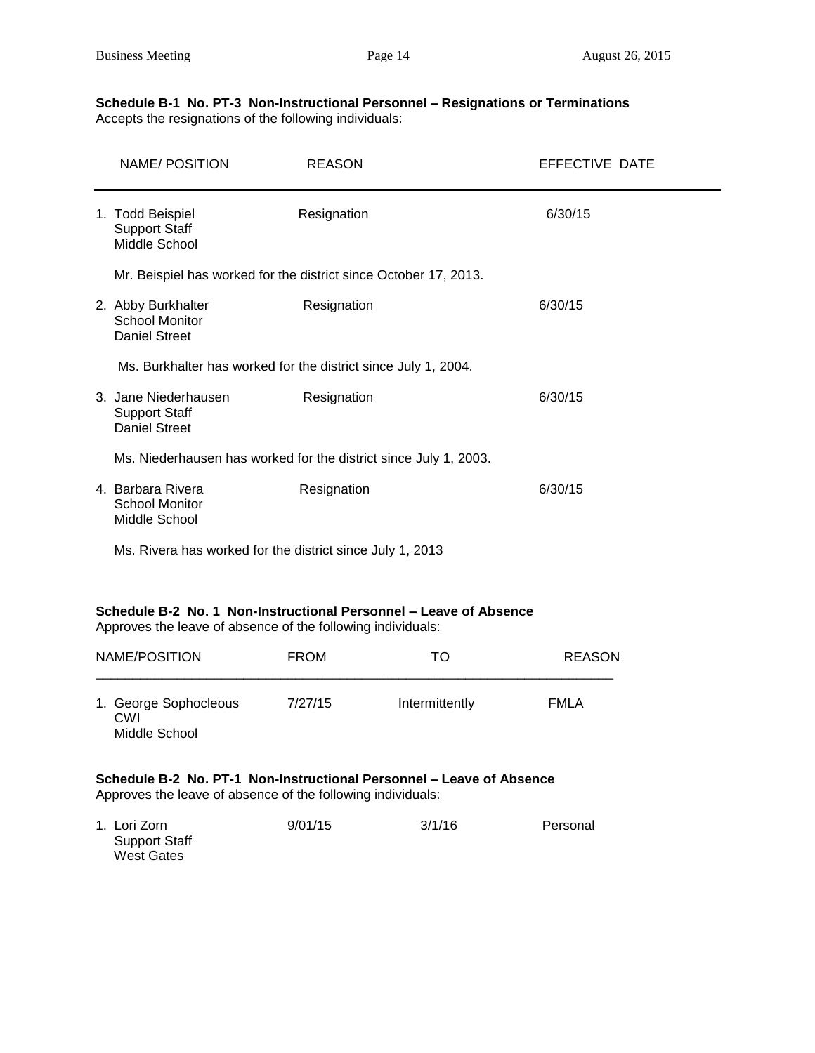**Schedule B-1 No. PT-3 Non-Instructional Personnel – Resignations or Terminations**
Accepts the resignations of the following individuals:

| NAME/ POSITION | REASON | EFFECTIVE DATE |
|---|---|---|
| 1. Todd Beispiel<br>Support Staff<br>Middle School | Resignation | 6/30/15 |

Mr. Beispiel has worked for the district since October 17, 2013.

| NAME/ POSITION | REASON | EFFECTIVE DATE |
|---|---|---|
| 2. Abby Burkhalter<br>School Monitor<br>Daniel Street | Resignation | 6/30/15 |

Ms. Burkhalter has worked for the district since July 1, 2004.

| NAME/ POSITION | REASON | EFFECTIVE DATE |
|---|---|---|
| 3. Jane Niederhausen<br>Support Staff<br>Daniel Street | Resignation | 6/30/15 |

Ms. Niederhausen has worked for the district since July 1, 2003.

| NAME/ POSITION | REASON | EFFECTIVE DATE |
|---|---|---|
| 4. Barbara Rivera<br>School Monitor<br>Middle School | Resignation | 6/30/15 |

Ms. Rivera has worked for the district since July 1, 2013

**Schedule B-2 No. 1 Non-Instructional Personnel – Leave of Absence**
Approves the leave of absence of the following individuals:

| NAME/POSITION | FROM | TO | REASON |
|---|---|---|---|
| 1. George Sophocleous<br>CWI<br>Middle School | 7/27/15 | Intermittently | FMLA |

**Schedule B-2 No. PT-1 Non-Instructional Personnel – Leave of Absence**
Approves the leave of absence of the following individuals:

| NAME/POSITION | FROM | TO | REASON |
|---|---|---|---|
| 1. Lori Zorn<br>Support Staff<br>West Gates | 9/01/15 | 3/1/16 | Personal |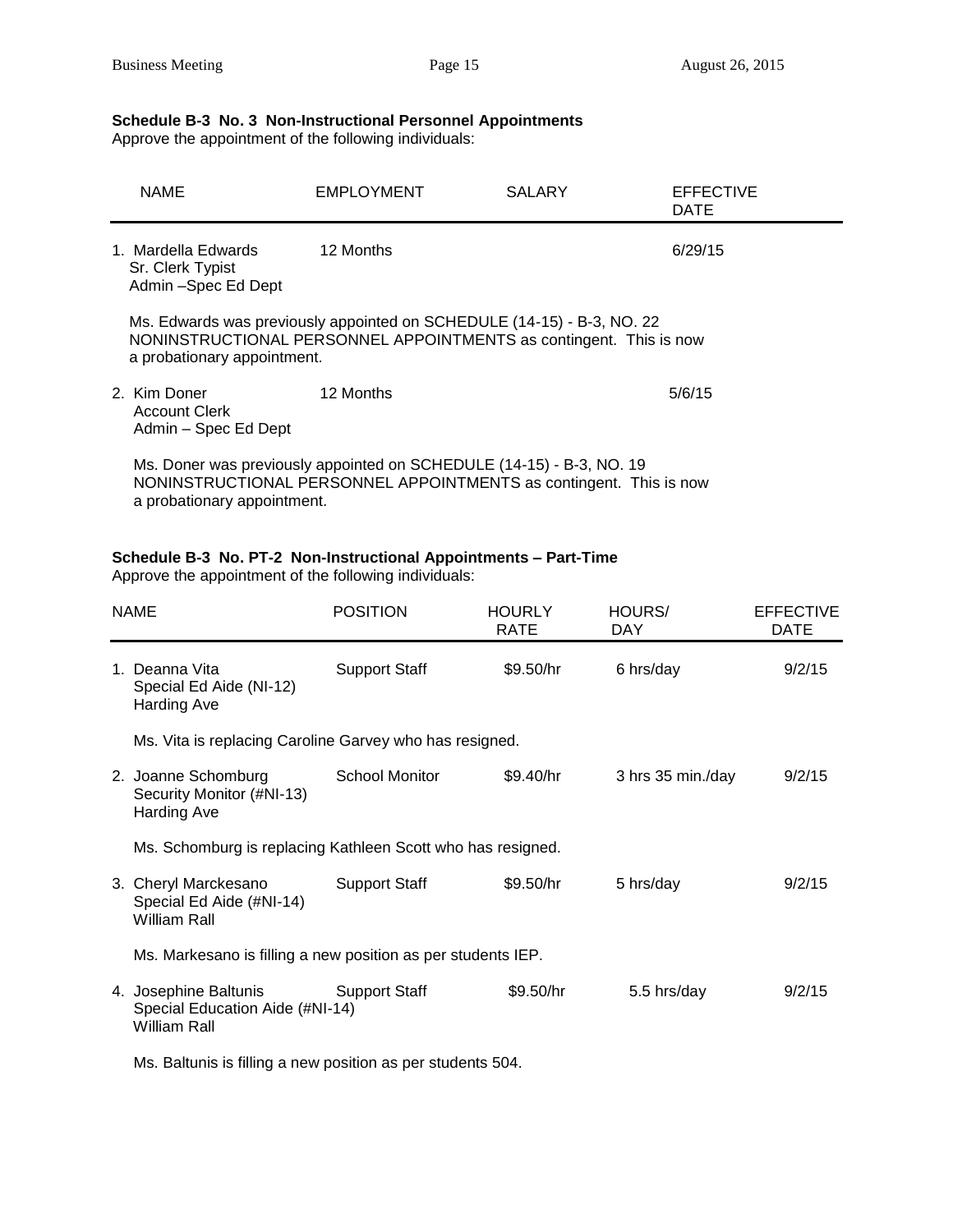**Schedule B-3 No. 3 Non-Instructional Personnel Appointments**
Approve the appointment of the following individuals:

| NAME | EMPLOYMENT | SALARY | EFFECTIVE DATE |
|---|---|---|---|
| 1. Mardella Edwards<br>Sr. Clerk Typist<br>Admin –Spec Ed Dept | 12 Months | | 6/29/15 |

Ms. Edwards was previously appointed on SCHEDULE (14-15) - B-3, NO. 22 NONINSTRUCTIONAL PERSONNEL APPOINTMENTS as contingent. This is now a probationary appointment.

| NAME | EMPLOYMENT | SALARY | EFFECTIVE DATE |
|---|---|---|---|
| 2. Kim Doner<br>Account Clerk<br>Admin – Spec Ed Dept | 12 Months | | 5/6/15 |

Ms. Doner was previously appointed on SCHEDULE (14-15) - B-3, NO. 19 NONINSTRUCTIONAL PERSONNEL APPOINTMENTS as contingent. This is now a probationary appointment.

**Schedule B-3 No. PT-2 Non-Instructional Appointments – Part-Time**
Approve the appointment of the following individuals:

| NAME | POSITION | HOURLY RATE | HOURS/ DAY | EFFECTIVE DATE |
|---|---|---|---|---|
| 1. Deanna Vita<br>Special Ed Aide (NI-12)<br>Harding Ave | Support Staff | $9.50/hr | 6 hrs/day | 9/2/15 |

Ms. Vita is replacing Caroline Garvey who has resigned.

| NAME | POSITION | HOURLY RATE | HOURS/ DAY | EFFECTIVE DATE |
|---|---|---|---|---|
| 2. Joanne Schomburg<br>Security Monitor (#NI-13)<br>Harding Ave | School Monitor | $9.40/hr | 3 hrs 35 min./day | 9/2/15 |

Ms. Schomburg is replacing Kathleen Scott who has resigned.

| NAME | POSITION | HOURLY RATE | HOURS/ DAY | EFFECTIVE DATE |
|---|---|---|---|---|
| 3. Cheryl Marckesano<br>Special Ed Aide (#NI-14)<br>William Rall | Support Staff | $9.50/hr | 5 hrs/day | 9/2/15 |

Ms. Markesano is filling a new position as per students IEP.

| NAME | POSITION | HOURLY RATE | HOURS/ DAY | EFFECTIVE DATE |
|---|---|---|---|---|
| 4. Josephine Baltunis<br>Special Education Aide (#NI-14)<br>William Rall | Support Staff | $9.50/hr | 5.5 hrs/day | 9/2/15 |

Ms. Baltunis is filling a new position as per students 504.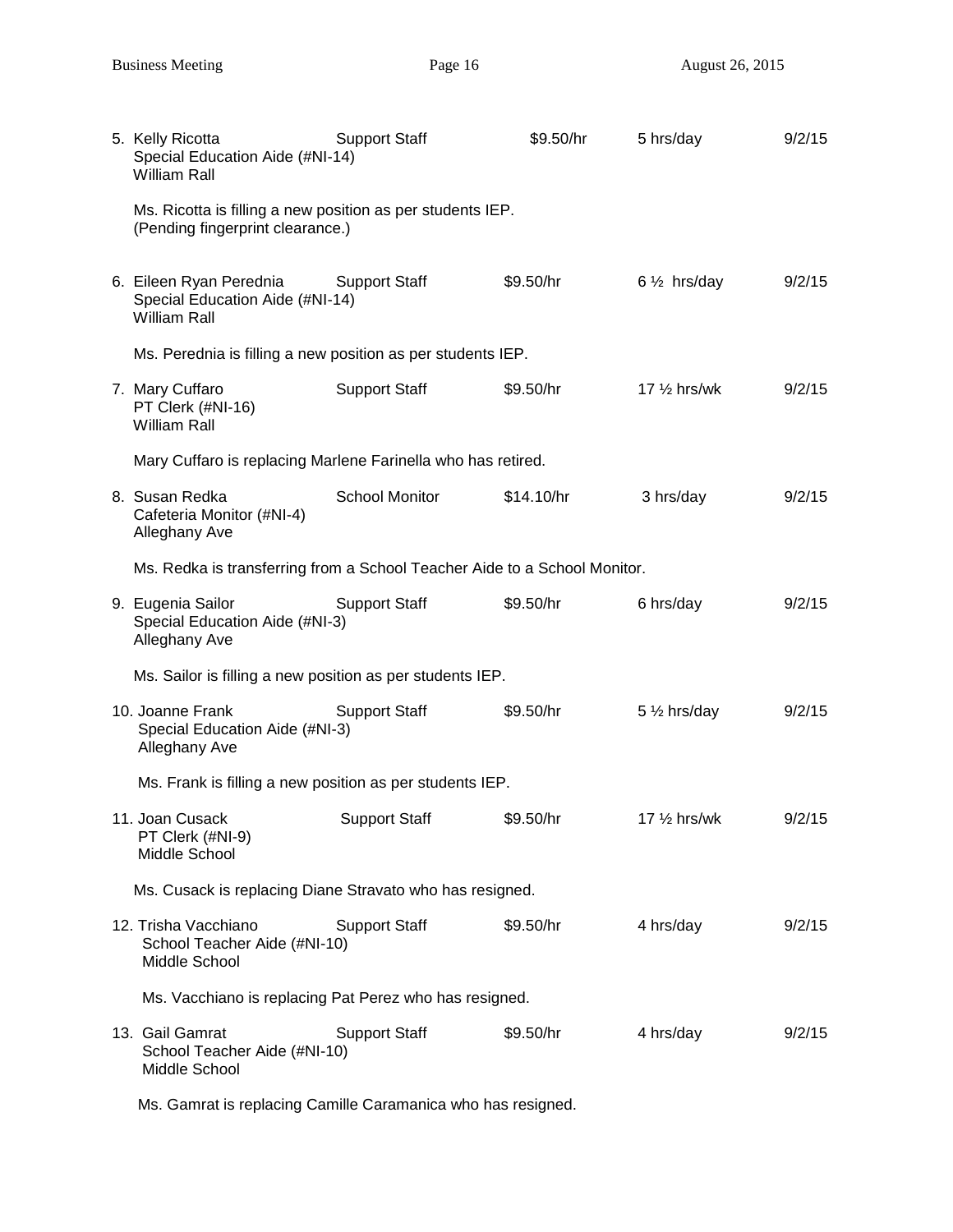5. Kelly Ricotta — Support Staff — $9.50/hr — 5 hrs/day — 9/2/15
   Special Education Aide (#NI-14)
   William Rall

   Ms. Ricotta is filling a new position as per students IEP.
   (Pending fingerprint clearance.)

6. Eileen Ryan Perednia — Support Staff — $9.50/hr — 6 ½ hrs/day — 9/2/15
   Special Education Aide (#NI-14)
   William Rall

   Ms. Perednia is filling a new position as per students IEP.

7. Mary Cuffaro — Support Staff — $9.50/hr — 17 ½ hrs/wk — 9/2/15
   PT Clerk (#NI-16)
   William Rall

   Mary Cuffaro is replacing Marlene Farinella who has retired.

8. Susan Redka — School Monitor — $14.10/hr — 3 hrs/day — 9/2/15
   Cafeteria Monitor (#NI-4)
   Alleghany Ave

   Ms. Redka is transferring from a School Teacher Aide to a School Monitor.

9. Eugenia Sailor — Support Staff — $9.50/hr — 6 hrs/day — 9/2/15
   Special Education Aide (#NI-3)
   Alleghany Ave

   Ms. Sailor is filling a new position as per students IEP.

10. Joanne Frank — Support Staff — $9.50/hr — 5 ½ hrs/day — 9/2/15
    Special Education Aide (#NI-3)
    Alleghany Ave

    Ms. Frank is filling a new position as per students IEP.

11. Joan Cusack — Support Staff — $9.50/hr — 17 ½ hrs/wk — 9/2/15
    PT Clerk (#NI-9)
    Middle School

    Ms. Cusack is replacing Diane Stravato who has resigned.

12. Trisha Vacchiano — Support Staff — $9.50/hr — 4 hrs/day — 9/2/15
    School Teacher Aide (#NI-10)
    Middle School

    Ms. Vacchiano is replacing Pat Perez who has resigned.

13. Gail Gamrat — Support Staff — $9.50/hr — 4 hrs/day — 9/2/15
    School Teacher Aide (#NI-10)
    Middle School

    Ms. Gamrat is replacing Camille Caramanica who has resigned.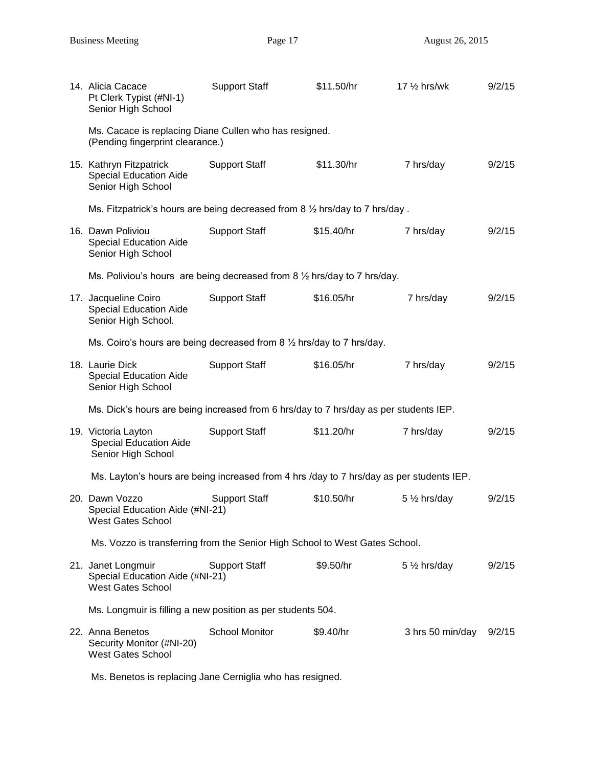14. Alicia Cacace — Support Staff — $11.50/hr — 17 ½ hrs/wk — 9/2/15
    Pt Clerk Typist (#NI-1)
    Senior High School

    Ms. Cacace is replacing Diane Cullen who has resigned.
    (Pending fingerprint clearance.)

15. Kathryn Fitzpatrick — Support Staff — $11.30/hr — 7 hrs/day — 9/2/15
    Special Education Aide
    Senior High School

    Ms. Fitzpatrick's hours are being decreased from 8 ½ hrs/day to 7 hrs/day .

16. Dawn Poliviou — Support Staff — $15.40/hr — 7 hrs/day — 9/2/15
    Special Education Aide
    Senior High School

    Ms. Poliviou's hours are being decreased from 8 ½ hrs/day to 7 hrs/day.

17. Jacqueline Coiro — Support Staff — $16.05/hr — 7 hrs/day — 9/2/15
    Special Education Aide
    Senior High School.

    Ms. Coiro's hours are being decreased from 8 ½ hrs/day to 7 hrs/day.

18. Laurie Dick — Support Staff — $16.05/hr — 7 hrs/day — 9/2/15
    Special Education Aide
    Senior High School

    Ms. Dick's hours are being increased from 6 hrs/day to 7 hrs/day as per students IEP.

19. Victoria Layton — Support Staff — $11.20/hr — 7 hrs/day — 9/2/15
    Special Education Aide
    Senior High School

    Ms. Layton's hours are being increased from 4 hrs /day to 7 hrs/day as per students IEP.

20. Dawn Vozzo — Support Staff — $10.50/hr — 5 ½ hrs/day — 9/2/15
    Special Education Aide (#NI-21)
    West Gates School

    Ms. Vozzo is transferring from the Senior High School to West Gates School.

21. Janet Longmuir — Support Staff — $9.50/hr — 5 ½ hrs/day — 9/2/15
    Special Education Aide (#NI-21)
    West Gates School

    Ms. Longmuir is filling a new position as per students 504.

22. Anna Benetos — School Monitor — $9.40/hr — 3 hrs 50 min/day — 9/2/15
    Security Monitor (#NI-20)
    West Gates School

    Ms. Benetos is replacing Jane Cerniglia who has resigned.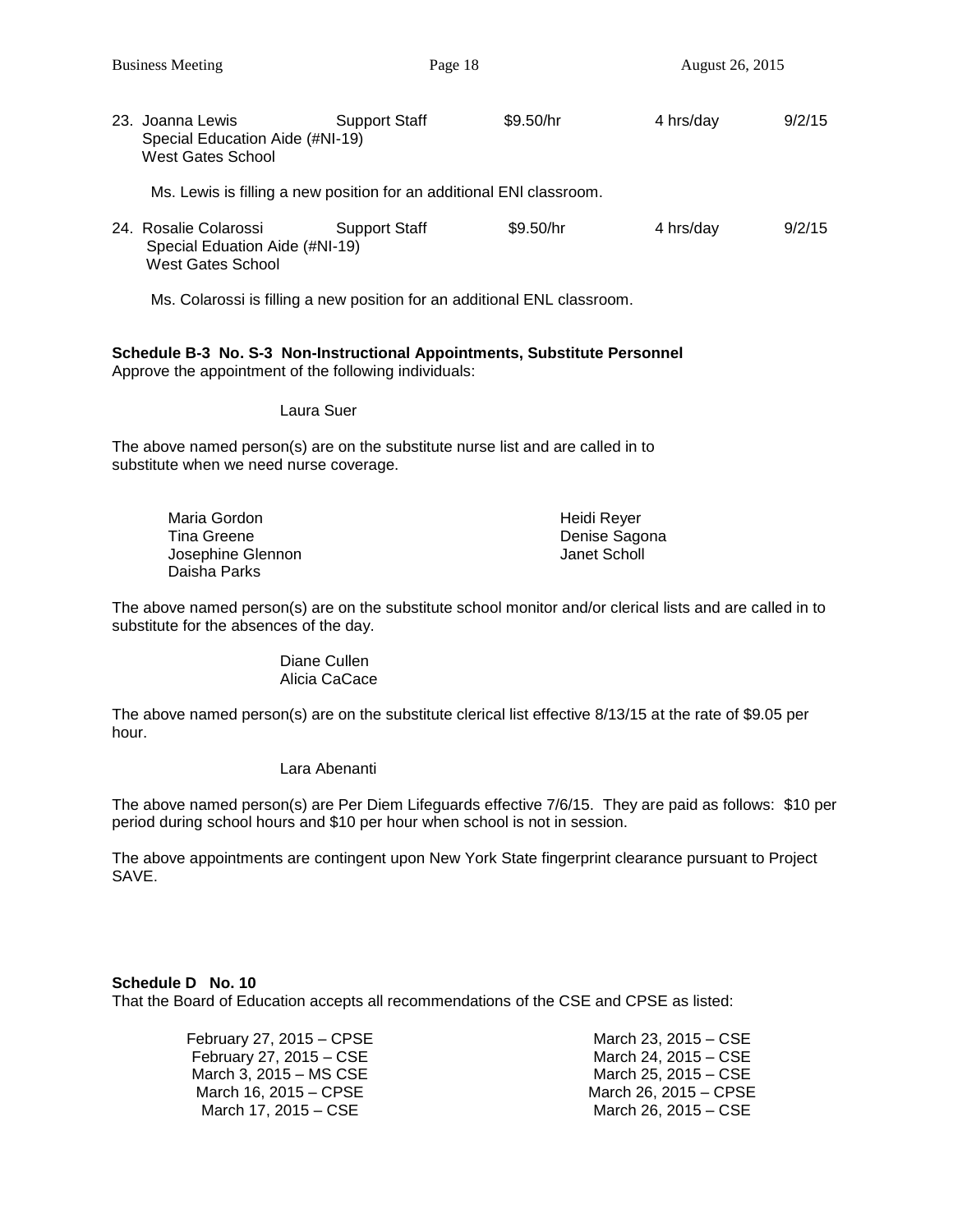23. Joanna Lewis | Support Staff | $9.50/hr | 4 hrs/day | 9/2/15
    Special Education Aide (#NI-19)
    West Gates School

    Ms. Lewis is filling a new position for an additional ENl classroom.

24. Rosalie Colarossi | Support Staff | $9.50/hr | 4 hrs/day | 9/2/15
    Special Eduation Aide (#NI-19)
    West Gates School

    Ms. Colarossi is filling a new position for an additional ENL classroom.

**Schedule B-3 No. S-3 Non-Instructional Appointments, Substitute Personnel**
Approve the appointment of the following individuals:

Laura Suer

The above named person(s) are on the substitute nurse list and are called in to substitute when we need nurse coverage.

Maria Gordon
Tina Greene
Josephine Glennon
Daisha Parks
Heidi Reyer
Denise Sagona
Janet Scholl

The above named person(s) are on the substitute school monitor and/or clerical lists and are called in to substitute for the absences of the day.

Diane Cullen
Alicia CaCace

The above named person(s) are on the substitute clerical list effective 8/13/15 at the rate of $9.05 per hour.

Lara Abenanti

The above named person(s) are Per Diem Lifeguards effective 7/6/15. They are paid as follows: $10 per period during school hours and $10 per hour when school is not in session.

The above appointments are contingent upon New York State fingerprint clearance pursuant to Project SAVE.

**Schedule D No. 10**
That the Board of Education accepts all recommendations of the CSE and CPSE as listed:

February 27, 2015 – CPSE
February 27, 2015 – CSE
March 3, 2015 – MS CSE
March 16, 2015 – CPSE
March 17, 2015 – CSE
March 23, 2015 – CSE
March 24, 2015 – CSE
March 25, 2015 – CSE
March 26, 2015 – CPSE
March 26, 2015 – CSE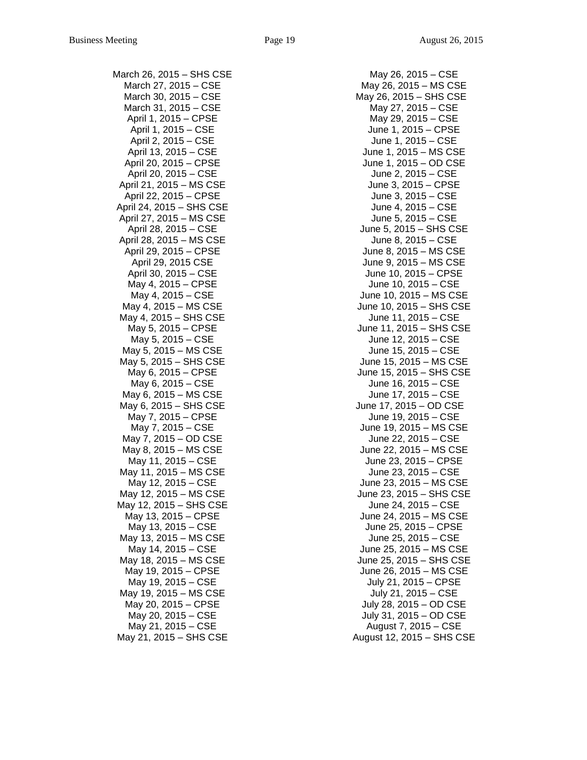March 26, 2015 – SHS CSE
March 27, 2015 – CSE
March 30, 2015 – CSE
March 31, 2015 – CSE
April 1, 2015 – CPSE
April 1, 2015 – CSE
April 2, 2015 – CSE
April 13, 2015 – CSE
April 20, 2015 – CPSE
April 20, 2015 – CSE
April 21, 2015 – MS CSE
April 22, 2015 – CPSE
April 24, 2015 – SHS CSE
April 27, 2015 – MS CSE
April 28, 2015 – CSE
April 28, 2015 – MS CSE
April 29, 2015 – CPSE
April 29, 2015 CSE
April 30, 2015 – CSE
May 4, 2015 – CPSE
May 4, 2015 – CSE
May 4, 2015 – MS CSE
May 4, 2015 – SHS CSE
May 5, 2015 – CPSE
May 5, 2015 – CSE
May 5, 2015 – MS CSE
May 5, 2015 – SHS CSE
May 6, 2015 – CPSE
May 6, 2015 – CSE
May 6, 2015 – MS CSE
May 6, 2015 – SHS CSE
May 7, 2015 – CPSE
May 7, 2015 – CSE
May 7, 2015 – OD CSE
May 8, 2015 – MS CSE
May 11, 2015 – CSE
May 11, 2015 – MS CSE
May 12, 2015 – CSE
May 12, 2015 – MS CSE
May 12, 2015 – SHS CSE
May 13, 2015 – CPSE
May 13, 2015 – CSE
May 13, 2015 – MS CSE
May 14, 2015 – CSE
May 18, 2015 – MS CSE
May 19, 2015 – CPSE
May 19, 2015 – CSE
May 19, 2015 – MS CSE
May 20, 2015 – CPSE
May 20, 2015 – CSE
May 21, 2015 – CSE
May 21, 2015 – SHS CSE
May 26, 2015 – CSE
May 26, 2015 – MS CSE
May 26, 2015 – SHS CSE
May 27, 2015 – CSE
May 29, 2015 – CSE
June 1, 2015 – CPSE
June 1, 2015 – CSE
June 1, 2015 – MS CSE
June 1, 2015 – OD CSE
June 2, 2015 – CSE
June 3, 2015 – CPSE
June 3, 2015 – CSE
June 4, 2015 – CSE
June 5, 2015 – CSE
June 5, 2015 – SHS CSE
June 8, 2015 – CSE
June 8, 2015 – MS CSE
June 9, 2015 – MS CSE
June 10, 2015 – CPSE
June 10, 2015 – CSE
June 10, 2015 – MS CSE
June 10, 2015 – SHS CSE
June 11, 2015 – CSE
June 11, 2015 – SHS CSE
June 12, 2015 – CSE
June 15, 2015 – CSE
June 15, 2015 – MS CSE
June 15, 2015 – SHS CSE
June 16, 2015 – CSE
June 17, 2015 – CSE
June 17, 2015 – OD CSE
June 19, 2015 – CSE
June 19, 2015 – MS CSE
June 22, 2015 – CSE
June 22, 2015 – MS CSE
June 23, 2015 – CPSE
June 23, 2015 – CSE
June 23, 2015 – MS CSE
June 23, 2015 – SHS CSE
June 24, 2015 – CSE
June 24, 2015 – MS CSE
June 25, 2015 – CPSE
June 25, 2015 – CSE
June 25, 2015 – MS CSE
June 25, 2015 – SHS CSE
June 26, 2015 – MS CSE
July 21, 2015 – CPSE
July 21, 2015 – CSE
July 28, 2015 – OD CSE
July 31, 2015 – OD CSE
August 7, 2015 – CSE
August 12, 2015 – SHS CSE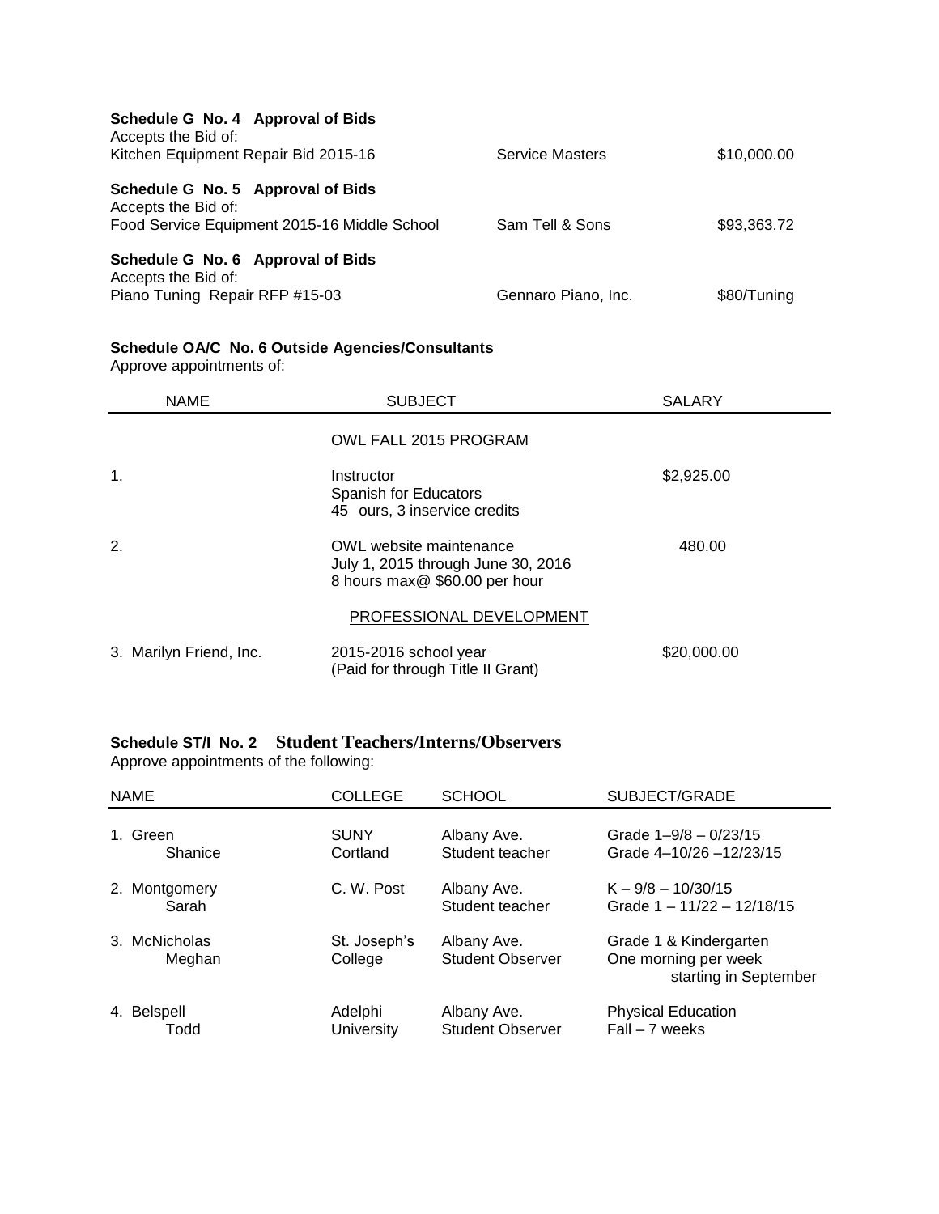**Schedule G No. 4 Approval of Bids**
Accepts the Bid of:

| | | |
|---|---|---|
| Kitchen Equipment Repair Bid 2015-16 | Service Masters | $10,000.00 |

**Schedule G No. 5 Approval of Bids**
Accepts the Bid of:

| | | |
|---|---|---|
| Food Service Equipment 2015-16 Middle School | Sam Tell & Sons | $93,363.72 |

**Schedule G No. 6 Approval of Bids**
Accepts the Bid of:

| | | |
|---|---|---|
| Piano Tuning Repair RFP #15-03 | Gennaro Piano, Inc. | $80/Tuning |

**Schedule OA/C No. 6 Outside Agencies/Consultants**
Approve appointments of:

| NAME | SUBJECT | SALARY |
|---|---|---|
| | OWL FALL 2015 PROGRAM | |
| 1. | Instructor<br>Spanish for Educators<br>45 ours, 3 inservice credits | $2,925.00 |
| 2. | OWL website maintenance<br>July 1, 2015 through June 30, 2016<br>8 hours max@ $60.00 per hour | 480.00 |
| | PROFESSIONAL DEVELOPMENT | |
| 3. Marilyn Friend, Inc. | 2015-2016 school year<br>(Paid for through Title II Grant) | $20,000.00 |

**Schedule ST/I No. 2 Student Teachers/Interns/Observers**
Approve appointments of the following:

| NAME | COLLEGE | SCHOOL | SUBJECT/GRADE |
|---|---|---|---|
| 1. Green<br>Shanice | SUNY<br>Cortland | Albany Ave.<br>Student teacher | Grade 1–9/8 – 0/23/15<br>Grade 4–10/26 –12/23/15 |
| 2. Montgomery<br>Sarah | C. W. Post | Albany Ave.<br>Student teacher | K – 9/8 – 10/30/15<br>Grade 1 – 11/22 – 12/18/15 |
| 3. McNicholas<br>Meghan | St. Joseph's<br>College | Albany Ave.<br>Student Observer | Grade 1 & Kindergarten<br>One morning per week<br>starting in September |
| 4. Belspell<br>Todd | Adelphi<br>University | Albany Ave.<br>Student Observer | Physical Education<br>Fall – 7 weeks |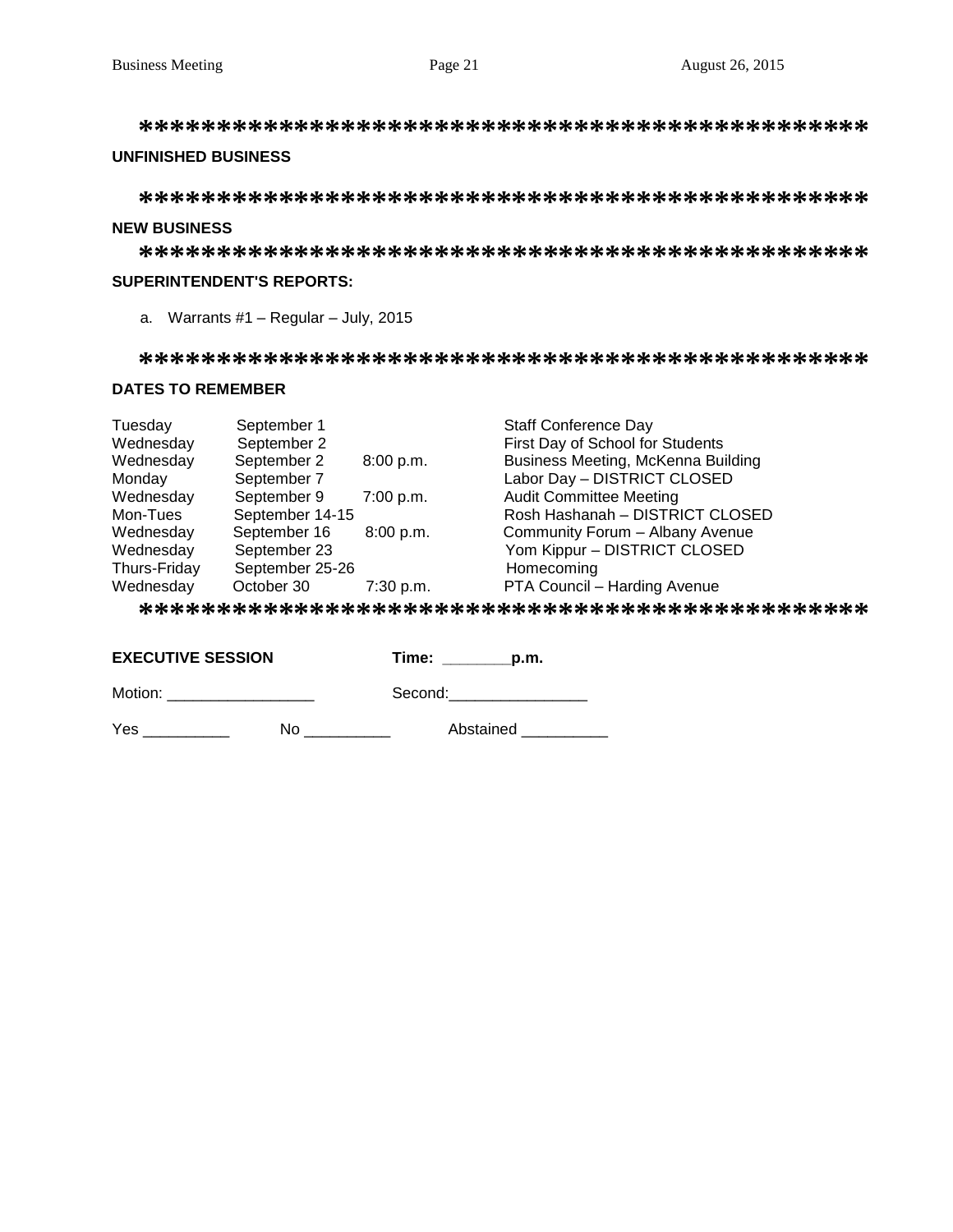************************************************

**UNFINISHED BUSINESS**

************************************************

**NEW BUSINESS**

************************************************

**SUPERINTENDENT'S REPORTS:**

a. Warrants #1 – Regular – July, 2015

************************************************

**DATES TO REMEMBER**

| | | | |
|---|---|---|---|
| Tuesday | September 1 | | Staff Conference Day |
| Wednesday | September 2 | | First Day of School for Students |
| Wednesday | September 2 | 8:00 p.m. | Business Meeting, McKenna Building |
| Monday | September 7 | | Labor Day – DISTRICT CLOSED |
| Wednesday | September 9 | 7:00 p.m. | Audit Committee Meeting |
| Mon-Tues | September 14-15 | | Rosh Hashanah – DISTRICT CLOSED |
| Wednesday | September 16 | 8:00 p.m. | Community Forum – Albany Avenue |
| Wednesday | September 23 | | Yom Kippur – DISTRICT CLOSED |
| Thurs-Friday | September 25-26 | | Homecoming |
| Wednesday | October 30 | 7:30 p.m. | PTA Council – Harding Avenue |

************************************************

**EXECUTIVE SESSION** **Time: ________p.m.**

Motion: _________________ Second:________________

Yes __________ No __________ Abstained __________